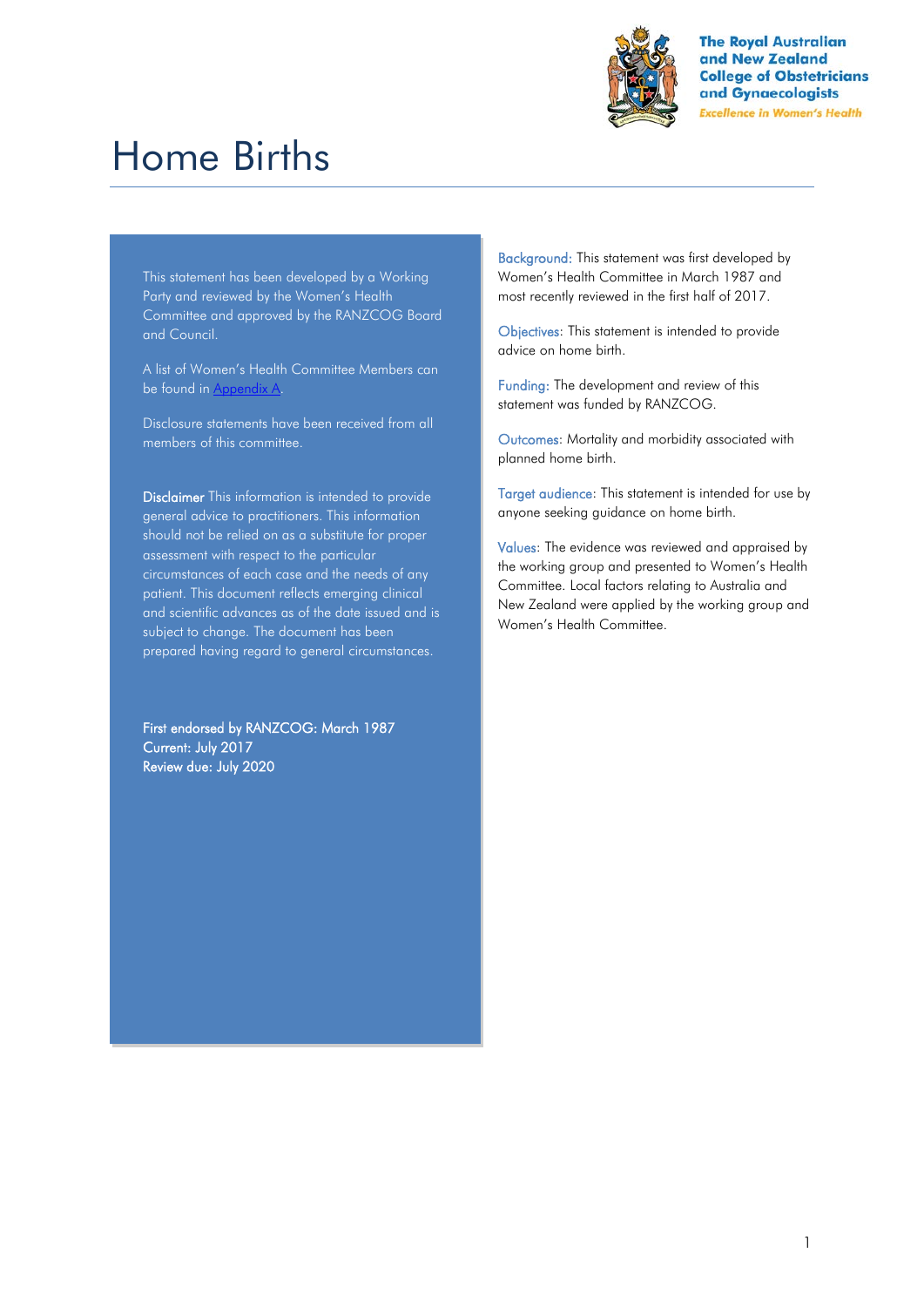The Royal Australian and New Zealand College of Obstetricians and Gynaecologists
*Excellence in Women's Health*

# Home Births

This statement has been developed by a Working Party and reviewed by the Women's Health Committee and approved by the RANZCOG Board and Council.

A list of Women's Health Committee Members can be found in Appendix A.

Disclosure statements have been received from all members of this committee.

**Disclaimer** This information is intended to provide general advice to practitioners. This information should not be relied on as a substitute for proper assessment with respect to the particular circumstances of each case and the needs of any patient. This document reflects emerging clinical and scientific advances as of the date issued and is subject to change. The document has been prepared having regard to general circumstances.

First endorsed by RANZCOG: March 1987
Current: July 2017
Review due: July 2020

Background: This statement was first developed by Women's Health Committee in March 1987 and most recently reviewed in the first half of 2017.

Objectives: This statement is intended to provide advice on home birth.

Funding: The development and review of this statement was funded by RANZCOG.

Outcomes: Mortality and morbidity associated with planned home birth.

Target audience: This statement is intended for use by anyone seeking guidance on home birth.

Values: The evidence was reviewed and appraised by the working group and presented to Women's Health Committee. Local factors relating to Australia and New Zealand were applied by the working group and Women's Health Committee.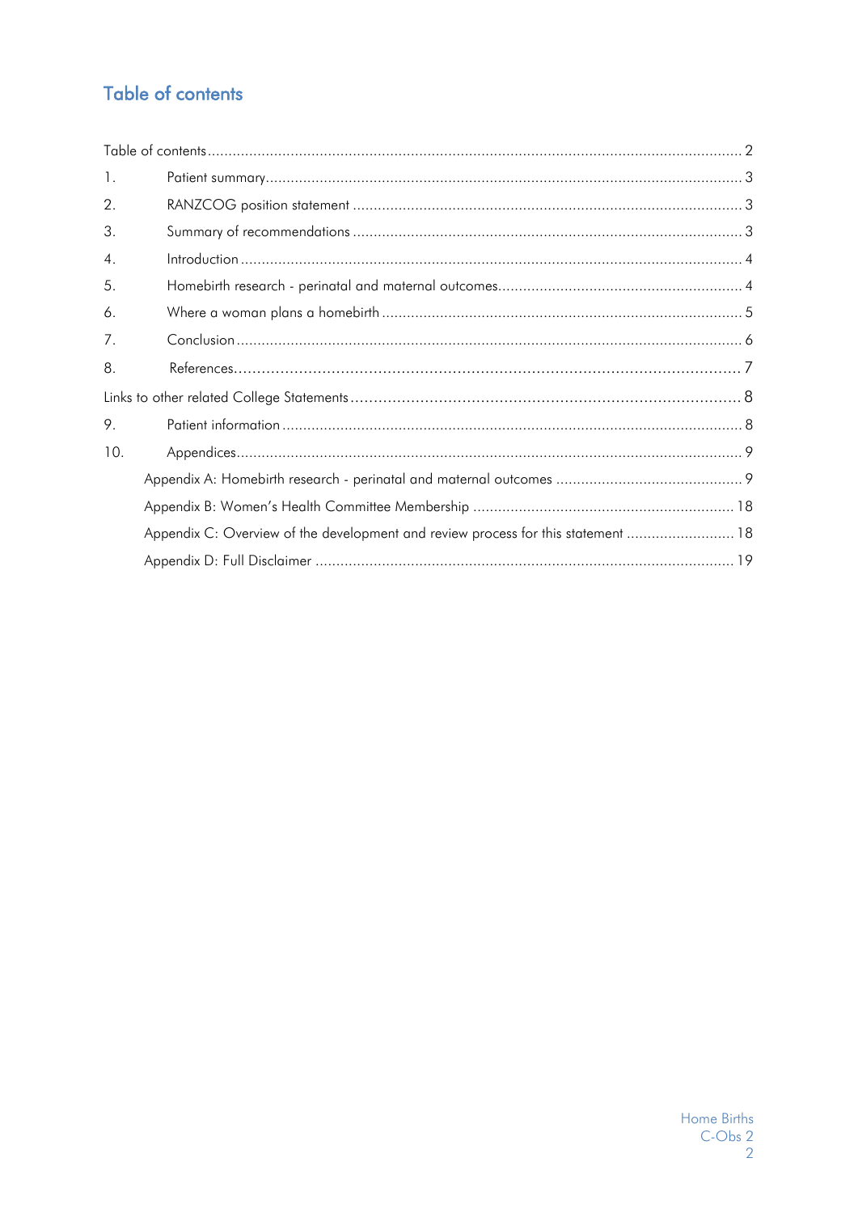## Table of contents

Table of contents ........ 2

1. Patient summary ........ 3
2. RANZCOG position statement ........ 3
3. Summary of recommendations ........ 3
4. Introduction ........ 4
5. Homebirth research - perinatal and maternal outcomes ........ 4
6. Where a woman plans a homebirth ........ 5
7. Conclusion ........ 6
8. References ........ 7

Links to other related College Statements ........ 8

9. Patient information ........ 8
10. Appendices ........ 9
    - Appendix A: Homebirth research - perinatal and maternal outcomes ........ 9
    - Appendix B: Women's Health Committee Membership ........ 18
    - Appendix C: Overview of the development and review process for this statement ........ 18
    - Appendix D: Full Disclaimer ........ 19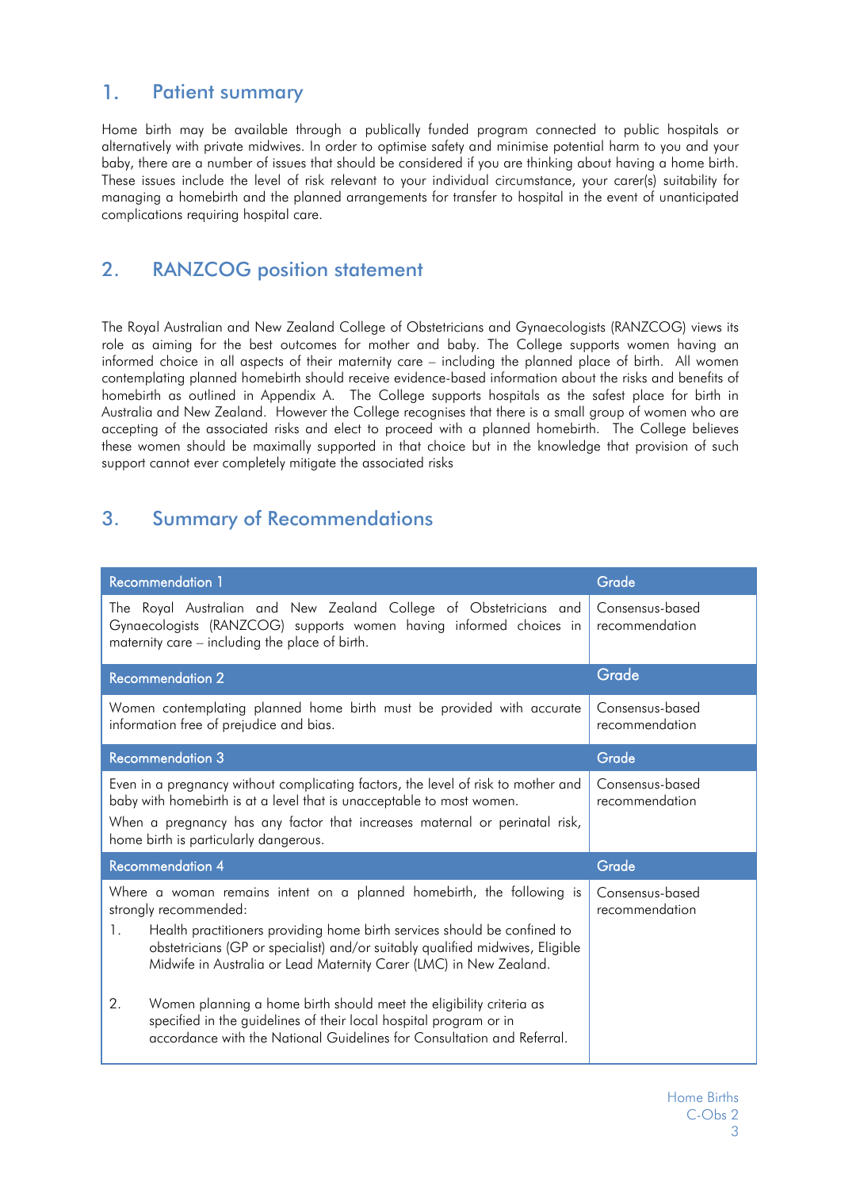## 1. Patient summary

Home birth may be available through a publically funded program connected to public hospitals or alternatively with private midwives. In order to optimise safety and minimise potential harm to you and your baby, there are a number of issues that should be considered if you are thinking about having a home birth. These issues include the level of risk relevant to your individual circumstance, your carer(s) suitability for managing a homebirth and the planned arrangements for transfer to hospital in the event of unanticipated complications requiring hospital care.

## 2. RANZCOG position statement

The Royal Australian and New Zealand College of Obstetricians and Gynaecologists (RANZCOG) views its role as aiming for the best outcomes for mother and baby. The College supports women having an informed choice in all aspects of their maternity care – including the planned place of birth. All women contemplating planned homebirth should receive evidence-based information about the risks and benefits of homebirth as outlined in Appendix A. The College supports hospitals as the safest place for birth in Australia and New Zealand. However the College recognises that there is a small group of women who are accepting of the associated risks and elect to proceed with a planned homebirth. The College believes these women should be maximally supported in that choice but in the knowledge that provision of such support cannot ever completely mitigate the associated risks

## 3. Summary of Recommendations

| Recommendation 1 | Grade |
|---|---|
| The Royal Australian and New Zealand College of Obstetricians and Gynaecologists (RANZCOG) supports women having informed choices in maternity care – including the place of birth. | Consensus-based recommendation |
| **Recommendation 2** | **Grade** |
| Women contemplating planned home birth must be provided with accurate information free of prejudice and bias. | Consensus-based recommendation |
| **Recommendation 3** | **Grade** |
| Even in a pregnancy without complicating factors, the level of risk to mother and baby with homebirth is at a level that is unacceptable to most women.<br>When a pregnancy has any factor that increases maternal or perinatal risk, home birth is particularly dangerous. | Consensus-based recommendation |
| **Recommendation 4** | **Grade** |
| Where a woman remains intent on a planned homebirth, the following is strongly recommended:<br>1. Health practitioners providing home birth services should be confined to obstetricians (GP or specialist) and/or suitably qualified midwives, Eligible Midwife in Australia or Lead Maternity Carer (LMC) in New Zealand.<br>2. Women planning a home birth should meet the eligibility criteria as specified in the guidelines of their local hospital program or in accordance with the National Guidelines for Consultation and Referral. | Consensus-based recommendation |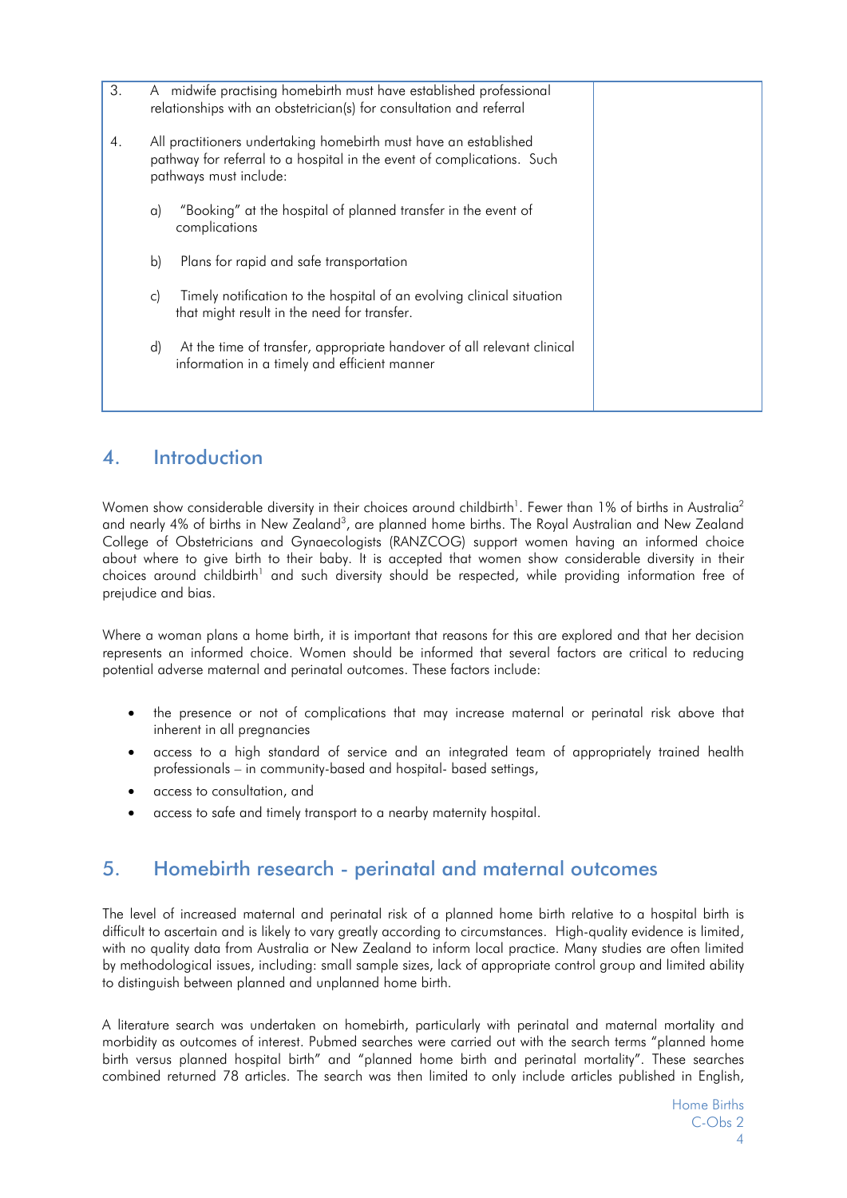| | |
|---|---|
| 3. A midwife practising homebirth must have established professional relationships with an obstetrician(s) for consultation and referral<br><br>4. All practitioners undertaking homebirth must have an established pathway for referral to a hospital in the event of complications. Such pathways must include:<br><br>a) "Booking" at the hospital of planned transfer in the event of complications<br><br>b) Plans for rapid and safe transportation<br><br>c) Timely notification to the hospital of an evolving clinical situation that might result in the need for transfer.<br><br>d) At the time of transfer, appropriate handover of all relevant clinical information in a timely and efficient manner | |

## 4. Introduction

Women show considerable diversity in their choices around childbirth[1]. Fewer than 1% of births in Australia[2] and nearly 4% of births in New Zealand[3], are planned home births. The Royal Australian and New Zealand College of Obstetricians and Gynaecologists (RANZCOG) support women having an informed choice about where to give birth to their baby. It is accepted that women show considerable diversity in their choices around childbirth[1] and such diversity should be respected, while providing information free of prejudice and bias.

Where a woman plans a home birth, it is important that reasons for this are explored and that her decision represents an informed choice. Women should be informed that several factors are critical to reducing potential adverse maternal and perinatal outcomes. These factors include:

- the presence or not of complications that may increase maternal or perinatal risk above that inherent in all pregnancies
- access to a high standard of service and an integrated team of appropriately trained health professionals – in community-based and hospital- based settings,
- access to consultation, and
- access to safe and timely transport to a nearby maternity hospital.

## 5. Homebirth research - perinatal and maternal outcomes

The level of increased maternal and perinatal risk of a planned home birth relative to a hospital birth is difficult to ascertain and is likely to vary greatly according to circumstances. High-quality evidence is limited, with no quality data from Australia or New Zealand to inform local practice. Many studies are often limited by methodological issues, including: small sample sizes, lack of appropriate control group and limited ability to distinguish between planned and unplanned home birth.

A literature search was undertaken on homebirth, particularly with perinatal and maternal mortality and morbidity as outcomes of interest. Pubmed searches were carried out with the search terms "planned home birth versus planned hospital birth" and "planned home birth and perinatal mortality". These searches combined returned 78 articles. The search was then limited to only include articles published in English,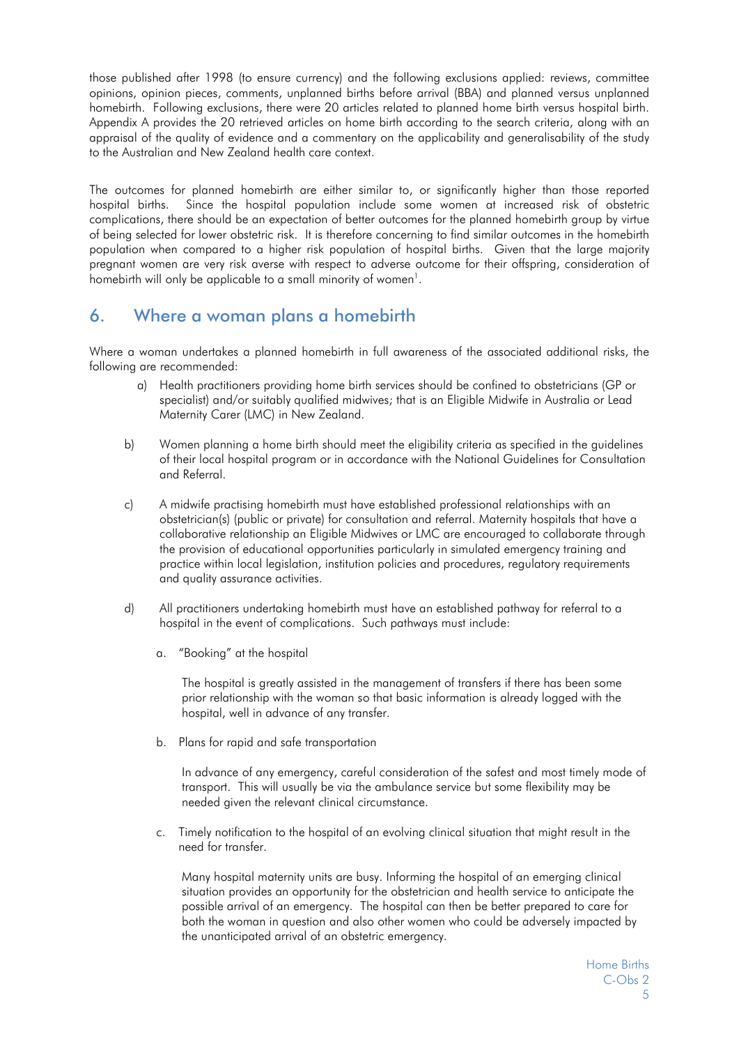those published after 1998 (to ensure currency) and the following exclusions applied: reviews, committee opinions, opinion pieces, comments, unplanned births before arrival (BBA) and planned versus unplanned homebirth. Following exclusions, there were 20 articles related to planned home birth versus hospital birth. Appendix A provides the 20 retrieved articles on home birth according to the search criteria, along with an appraisal of the quality of evidence and a commentary on the applicability and generalisability of the study to the Australian and New Zealand health care context.

The outcomes for planned homebirth are either similar to, or significantly higher than those reported hospital births. Since the hospital population include some women at increased risk of obstetric complications, there should be an expectation of better outcomes for the planned homebirth group by virtue of being selected for lower obstetric risk. It is therefore concerning to find similar outcomes in the homebirth population when compared to a higher risk population of hospital births. Given that the large majority pregnant women are very risk averse with respect to adverse outcome for their offspring, consideration of homebirth will only be applicable to a small minority of women[1].

## 6. Where a woman plans a homebirth

Where a woman undertakes a planned homebirth in full awareness of the associated additional risks, the following are recommended:

a) Health practitioners providing home birth services should be confined to obstetricians (GP or specialist) and/or suitably qualified midwives; that is an Eligible Midwife in Australia or Lead Maternity Carer (LMC) in New Zealand.

b) Women planning a home birth should meet the eligibility criteria as specified in the guidelines of their local hospital program or in accordance with the National Guidelines for Consultation and Referral.

c) A midwife practising homebirth must have established professional relationships with an obstetrician(s) (public or private) for consultation and referral. Maternity hospitals that have a collaborative relationship an Eligible Midwives or LMC are encouraged to collaborate through the provision of educational opportunities particularly in simulated emergency training and practice within local legislation, institution policies and procedures, regulatory requirements and quality assurance activities.

d) All practitioners undertaking homebirth must have an established pathway for referral to a hospital in the event of complications. Such pathways must include:

   a. "Booking" at the hospital

      The hospital is greatly assisted in the management of transfers if there has been some prior relationship with the woman so that basic information is already logged with the hospital, well in advance of any transfer.

   b. Plans for rapid and safe transportation

      In advance of any emergency, careful consideration of the safest and most timely mode of transport. This will usually be via the ambulance service but some flexibility may be needed given the relevant clinical circumstance.

   c. Timely notification to the hospital of an evolving clinical situation that might result in the need for transfer.

      Many hospital maternity units are busy. Informing the hospital of an emerging clinical situation provides an opportunity for the obstetrician and health service to anticipate the possible arrival of an emergency. The hospital can then be better prepared to care for both the woman in question and also other women who could be adversely impacted by the unanticipated arrival of an obstetric emergency.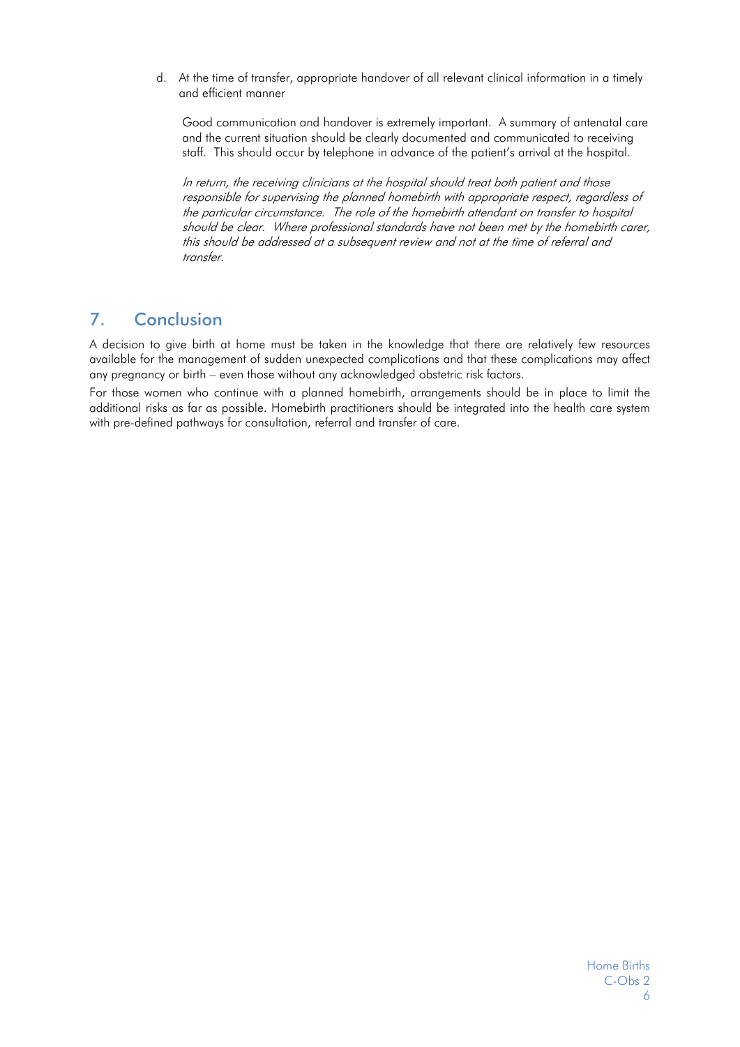d. At the time of transfer, appropriate handover of all relevant clinical information in a timely and efficient manner

   Good communication and handover is extremely important. A summary of antenatal care and the current situation should be clearly documented and communicated to receiving staff. This should occur by telephone in advance of the patient's arrival at the hospital.

   *In return, the receiving clinicians at the hospital should treat both patient and those responsible for supervising the planned homebirth with appropriate respect, regardless of the particular circumstance. The role of the homebirth attendant on transfer to hospital should be clear. Where professional standards have not been met by the homebirth carer, this should be addressed at a subsequent review and not at the time of referral and transfer.*

## 7. Conclusion

A decision to give birth at home must be taken in the knowledge that there are relatively few resources available for the management of sudden unexpected complications and that these complications may affect any pregnancy or birth – even those without any acknowledged obstetric risk factors.

For those women who continue with a planned homebirth, arrangements should be in place to limit the additional risks as far as possible. Homebirth practitioners should be integrated into the health care system with pre-defined pathways for consultation, referral and transfer of care.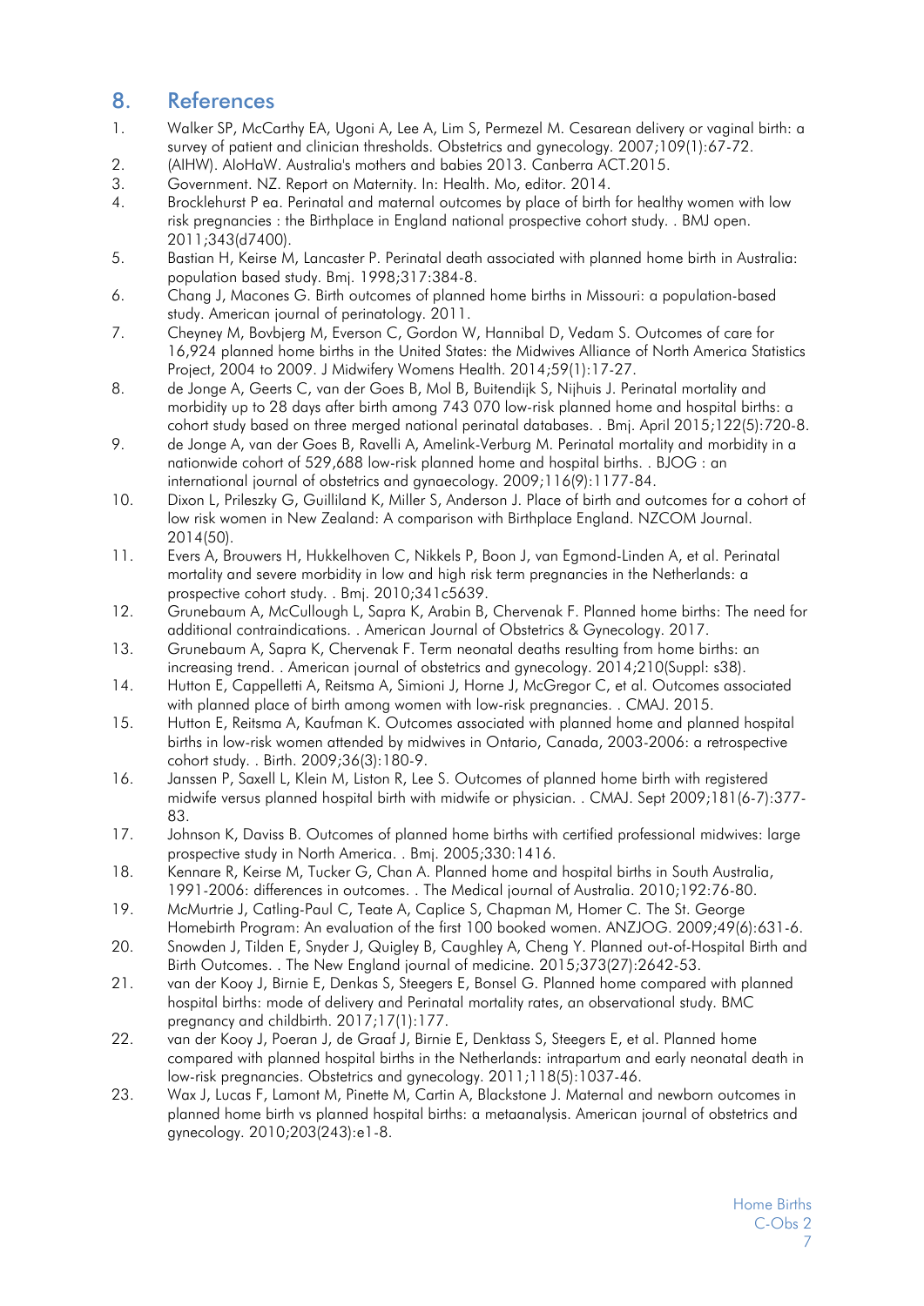## 8. References

1. Walker SP, McCarthy EA, Ugoni A, Lee A, Lim S, Permezel M. Cesarean delivery or vaginal birth: a survey of patient and clinician thresholds. Obstetrics and gynecology. 2007;109(1):67-72.
2. (AIHW). AIoHaW. Australia's mothers and babies 2013. Canberra ACT.2015.
3. Government. NZ. Report on Maternity. In: Health. Mo, editor. 2014.
4. Brocklehurst P ea. Perinatal and maternal outcomes by place of birth for healthy women with low risk pregnancies : the Birthplace in England national prospective cohort study. . BMJ open. 2011;343(d7400).
5. Bastian H, Keirse M, Lancaster P. Perinatal death associated with planned home birth in Australia: population based study. Bmj. 1998;317:384-8.
6. Chang J, Macones G. Birth outcomes of planned home births in Missouri: a population-based study. American journal of perinatology. 2011.
7. Cheyney M, Bovbjerg M, Everson C, Gordon W, Hannibal D, Vedam S. Outcomes of care for 16,924 planned home births in the United States: the Midwives Alliance of North America Statistics Project, 2004 to 2009. J Midwifery Womens Health. 2014;59(1):17-27.
8. de Jonge A, Geerts C, van der Goes B, Mol B, Buitendijk S, Nijhuis J. Perinatal mortality and morbidity up to 28 days after birth among 743 070 low-risk planned home and hospital births: a cohort study based on three merged national perinatal databases. . Bmj. April 2015;122(5):720-8.
9. de Jonge A, van der Goes B, Ravelli A, Amelink-Verburg M. Perinatal mortality and morbidity in a nationwide cohort of 529,688 low-risk planned home and hospital births. . BJOG : an international journal of obstetrics and gynaecology. 2009;116(9):1177-84.
10. Dixon L, Prileszky G, Guilliland K, Miller S, Anderson J. Place of birth and outcomes for a cohort of low risk women in New Zealand: A comparison with Birthplace England. NZCOM Journal. 2014(50).
11. Evers A, Brouwers H, Hukkelhoven C, Nikkels P, Boon J, van Egmond-Linden A, et al. Perinatal mortality and severe morbidity in low and high risk term pregnancies in the Netherlands: a prospective cohort study. . Bmj. 2010;341c5639.
12. Grunebaum A, McCullough L, Sapra K, Arabin B, Chervenak F. Planned home births: The need for additional contraindications. . American Journal of Obstetrics & Gynecology. 2017.
13. Grunebaum A, Sapra K, Chervenak F. Term neonatal deaths resulting from home births: an increasing trend. . American journal of obstetrics and gynecology. 2014;210(Suppl: s38).
14. Hutton E, Cappelletti A, Reitsma A, Simioni J, Horne J, McGregor C, et al. Outcomes associated with planned place of birth among women with low-risk pregnancies. . CMAJ. 2015.
15. Hutton E, Reitsma A, Kaufman K. Outcomes associated with planned home and planned hospital births in low-risk women attended by midwives in Ontario, Canada, 2003-2006: a retrospective cohort study. . Birth. 2009;36(3):180-9.
16. Janssen P, Saxell L, Klein M, Liston R, Lee S. Outcomes of planned home birth with registered midwife versus planned hospital birth with midwife or physician. . CMAJ. Sept 2009;181(6-7):377-83.
17. Johnson K, Daviss B. Outcomes of planned home births with certified professional midwives: large prospective study in North America. . Bmj. 2005;330:1416.
18. Kennare R, Keirse M, Tucker G, Chan A. Planned home and hospital births in South Australia, 1991-2006: differences in outcomes. . The Medical journal of Australia. 2010;192:76-80.
19. McMurtrie J, Catling-Paul C, Teate A, Caplice S, Chapman M, Homer C. The St. George Homebirth Program: An evaluation of the first 100 booked women. ANZJOG. 2009;49(6):631-6.
20. Snowden J, Tilden E, Snyder J, Quigley B, Caughley A, Cheng Y. Planned out-of-Hospital Birth and Birth Outcomes. . The New England journal of medicine. 2015;373(27):2642-53.
21. van der Kooy J, Birnie E, Denkas S, Steegers E, Bonsel G. Planned home compared with planned hospital births: mode of delivery and Perinatal mortality rates, an observational study. BMC pregnancy and childbirth. 2017;17(1):177.
22. van der Kooy J, Poeran J, de Graaf J, Birnie E, Denktass S, Steegers E, et al. Planned home compared with planned hospital births in the Netherlands: intrapartum and early neonatal death in low-risk pregnancies. Obstetrics and gynecology. 2011;118(5):1037-46.
23. Wax J, Lucas F, Lamont M, Pinette M, Cartin A, Blackstone J. Maternal and newborn outcomes in planned home birth vs planned hospital births: a metaanalysis. American journal of obstetrics and gynecology. 2010;203(243):e1-8.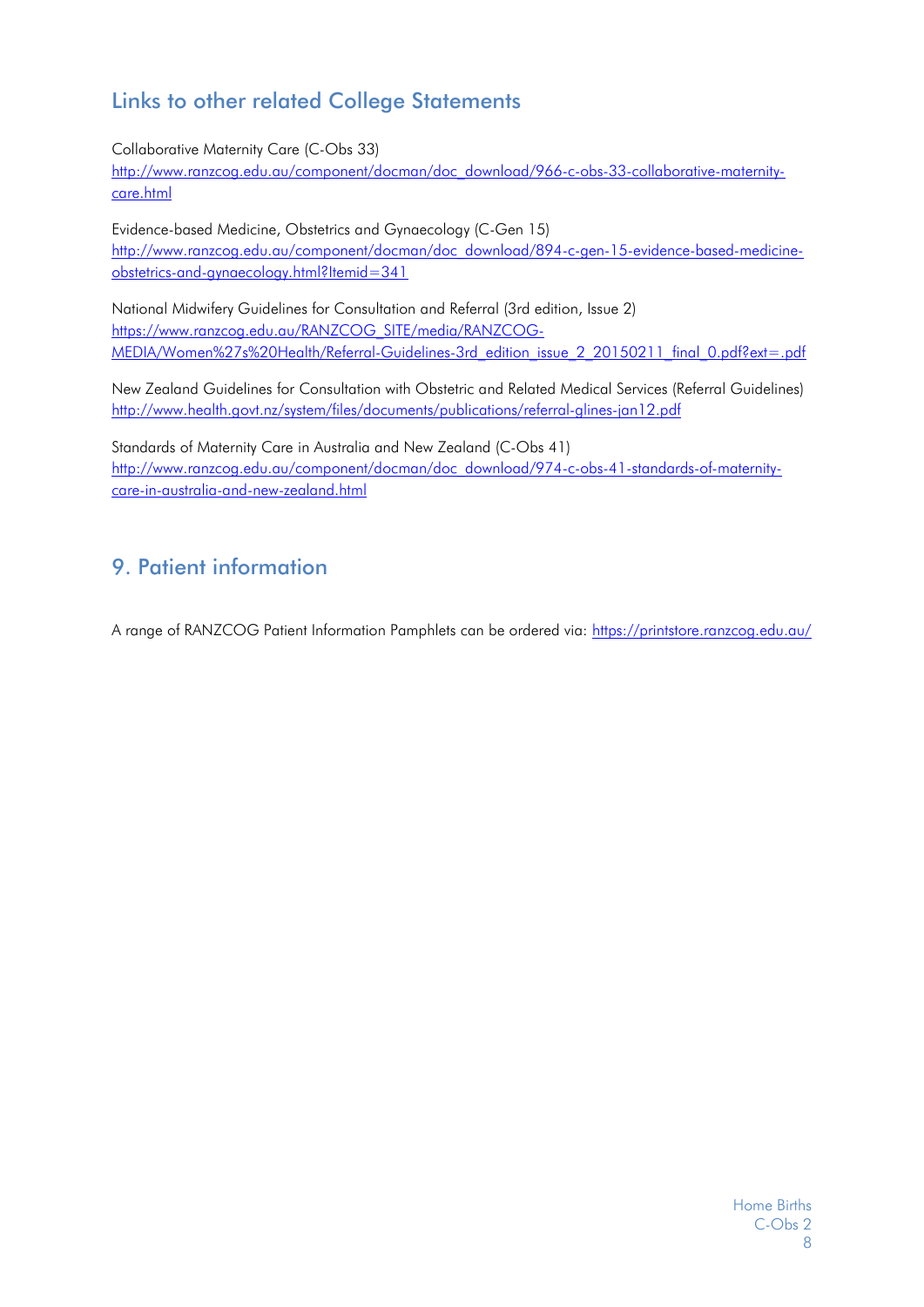## Links to other related College Statements

Collaborative Maternity Care (C-Obs 33)
http://www.ranzcog.edu.au/component/docman/doc_download/966-c-obs-33-collaborative-maternity-care.html

Evidence-based Medicine, Obstetrics and Gynaecology (C-Gen 15)
http://www.ranzcog.edu.au/component/docman/doc_download/894-c-gen-15-evidence-based-medicine-obstetrics-and-gynaecology.html?Itemid=341

National Midwifery Guidelines for Consultation and Referral (3rd edition, Issue 2)
https://www.ranzcog.edu.au/RANZCOG_SITE/media/RANZCOG-MEDIA/Women%27s%20Health/Referral-Guidelines-3rd_edition_issue_2_20150211_final_0.pdf?ext=.pdf

New Zealand Guidelines for Consultation with Obstetric and Related Medical Services (Referral Guidelines)
http://www.health.govt.nz/system/files/documents/publications/referral-glines-jan12.pdf

Standards of Maternity Care in Australia and New Zealand (C-Obs 41)
http://www.ranzcog.edu.au/component/docman/doc_download/974-c-obs-41-standards-of-maternity-care-in-australia-and-new-zealand.html

## 9. Patient information

A range of RANZCOG Patient Information Pamphlets can be ordered via: https://printstore.ranzcog.edu.au/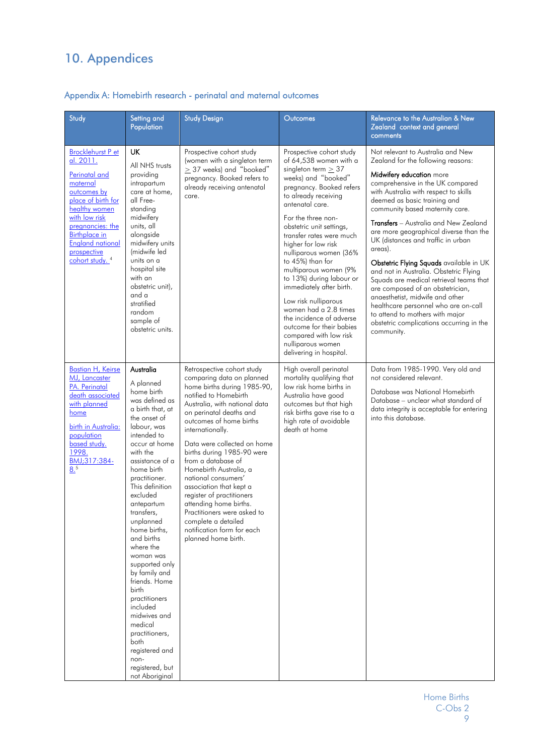# 10. Appendices

## Appendix A: Homebirth research - perinatal and maternal outcomes

| Study | Setting and Population | Study Design | Outcomes | Relevance to the Australian & New Zealand context and general comments |
|---|---|---|---|---|
| Brocklehurst P et al. 2011. Perinatal and maternal outcomes by place of birth for healthy women with low risk pregnancies: the Birthplace in England national prospective cohort study. [4] | **UK** All NHS trusts providing intrapartum care at home, all Free-standing midwifery units, all alongside midwifery units (midwife led units on a hospital site with an obstetric unit), and a stratified random sample of obstetric units. | Prospective cohort study (women with a singleton term $\geq$ 37 weeks) and "booked" pregnancy. Booked refers to already receiving antenatal care. | Prospective cohort study of 64,538 women with a singleton term $\geq$ 37 weeks) and "booked" pregnancy. Booked refers to already receiving antenatal care. For the three non-obstetric unit settings, transfer rates were much higher for low risk nulliparous women (36% to 45%) than for multiparous women (9% to 13%) during labour or immediately after birth. Low risk nulliparous women had a 2.8 times the incidence of adverse outcome for their babies compared with low risk nulliparous women delivering in hospital. | Not relevant to Australia and New Zealand for the following reasons: **Midwifery education** more comprehensive in the UK compared with Australia with respect to skills deemed as basic training and community based maternity care. **Transfers** – Australia and New Zealand are more geographical diverse than the UK (distances and traffic in urban areas). **Obstetric Flying Squads** available in UK and not in Australia. Obstetric Flying Squads are medical retrieval teams that are composed of an obstetrician, anaesthetist, midwife and other healthcare personnel who are on-call to attend to mothers with major obstetric complications occurring in the community. |
| Bastian H, Keirse MJ, Lancaster PA. Perinatal death associated with planned home birth in Australia: population based study. 1998. BMJ;317:384-8. [5] | **Australia** A planned home birth was defined as a birth that, at the onset of labour, was intended to occur at home with the assistance of a home birth practitioner. This definition excluded antepartum transfers, unplanned home births, and births where the woman was supported only by family and friends. Home birth practitioners included midwives and medical practitioners, both registered and non-registered, but not Aboriginal | Retrospective cohort study comparing data on planned home births during 1985-90, notified to Homebirth Australia, with national data on perinatal deaths and outcomes of home births internationally. Data were collected on home births during 1985-90 were from a database of Homebirth Australia, a national consumers' association that kept a register of practitioners attending home births. Practitioners were asked to complete a detailed notification form for each planned home birth. | High overall perinatal mortality qualifying that low risk home births in Australia have good outcomes but that high risk births gave rise to a high rate of avoidable death at home | Data from 1985-1990. Very old and not considered relevant. Database was National Homebirth Database – unclear what standard of data integrity is acceptable for entering into this database. |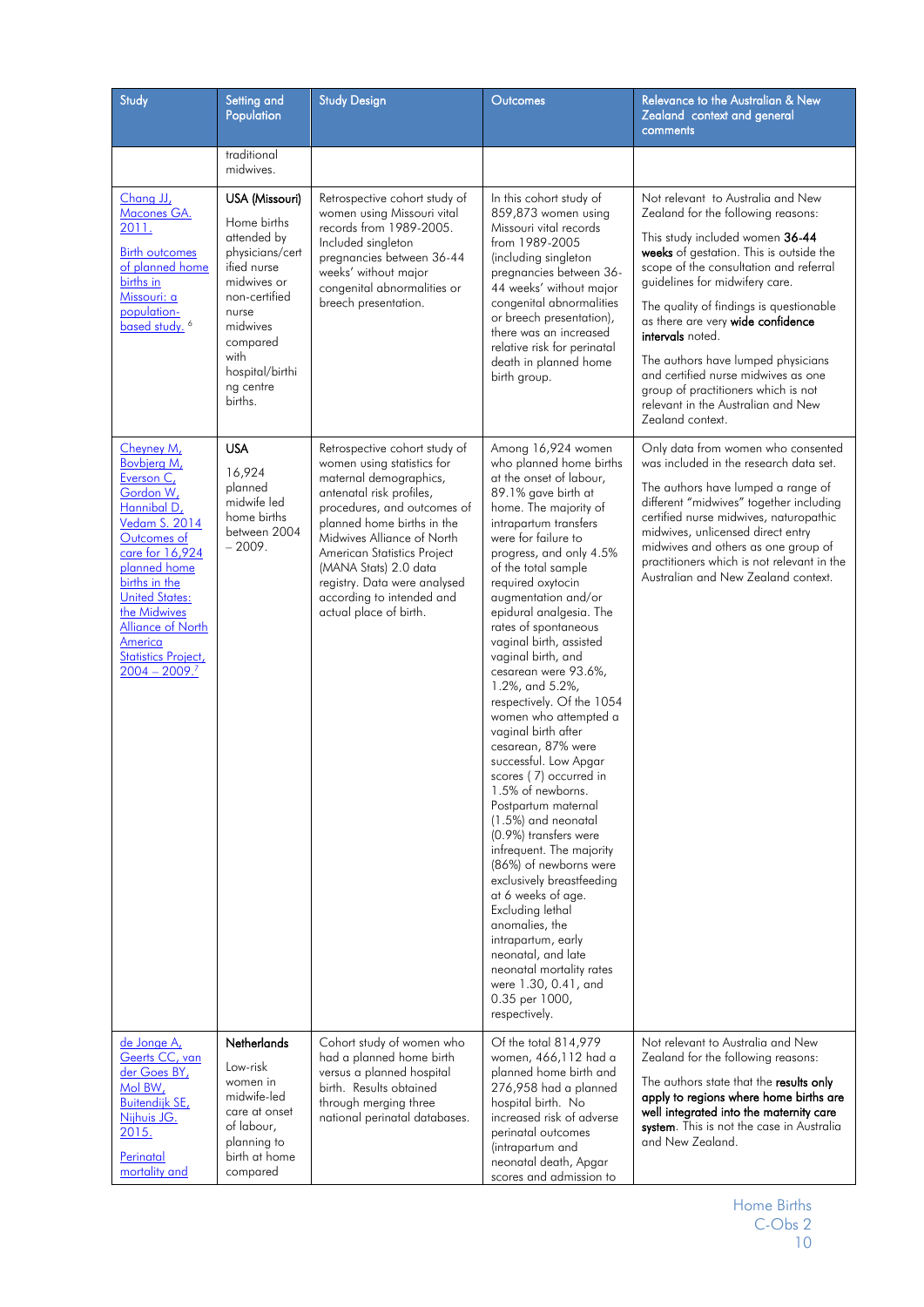| Study | Setting and Population | Study Design | Outcomes | Relevance to the Australian & New Zealand context and general comments |
|---|---|---|---|---|
| | traditional midwives. | | | |
| Chang JJ, Macones GA. 2011. Birth outcomes of planned home births in Missouri: a population-based study. [6] | **USA (Missouri)** Home births attended by physicians/certified nurse midwives or non-certified nurse midwives compared with hospital/birthing centre births. | Retrospective cohort study of women using Missouri vital records from 1989-2005. Included singleton pregnancies between 36-44 weeks' without major congenital abnormalities or breech presentation. | In this cohort study of 859,873 women using Missouri vital records from 1989-2005 (including singleton pregnancies between 36-44 weeks' without major congenital abnormalities or breech presentation), there was an increased relative risk for perinatal death in planned home birth group. | Not relevant to Australia and New Zealand for the following reasons: This study included women **36-44 weeks** of gestation. This is outside the scope of the consultation and referral guidelines for midwifery care. The quality of findings is questionable as there are very **wide confidence intervals** noted. The authors have lumped physicians and certified nurse midwives as one group of practitioners which is not relevant in the Australian and New Zealand context. |
| Cheyney M, Bovbjerg M, Everson C, Gordon W, Hannibal D, Vedam S. 2014 Outcomes of care for 16,924 planned home births in the United States: the Midwives Alliance of North America Statistics Project, 2004 – 2009. [7] | **USA** 16,924 planned midwife led home births between 2004 – 2009. | Retrospective cohort study of women using statistics for maternal demographics, antenatal risk profiles, procedures, and outcomes of planned home births in the Midwives Alliance of North American Statistics Project (MANA Stats) 2.0 data registry. Data were analysed according to intended and actual place of birth. | Among 16,924 women who planned home births at the onset of labour, 89.1% gave birth at home. The majority of intrapartum transfers were for failure to progress, and only 4.5% of the total sample required oxytocin augmentation and/or epidural analgesia. The rates of spontaneous vaginal birth, assisted vaginal birth, and cesarean were 93.6%, 1.2%, and 5.2%, respectively. Of the 1054 women who attempted a vaginal birth after cesarean, 87% were successful. Low Apgar scores ( 7) occurred in 1.5% of newborns. Postpartum maternal (1.5%) and neonatal (0.9%) transfers were infrequent. The majority (86%) of newborns were exclusively breastfeeding at 6 weeks of age. Excluding lethal anomalies, the intrapartum, early neonatal, and late neonatal mortality rates were 1.30, 0.41, and 0.35 per 1000, respectively. | Only data from women who consented was included in the research data set. The authors have lumped a range of different "midwives" together including certified nurse midwives, naturopathic midwives, unlicensed direct entry midwives and others as one group of practitioners which is not relevant in the Australian and New Zealand context. |
| de Jonge A, Geerts CC, van der Goes BY, Mol BW, Buitendijk SE, Nijhuis JG. 2015. Perinatal mortality and | **Netherlands** Low-risk women in midwife-led care at onset of labour, planning to birth at home compared | Cohort study of women who had a planned home birth versus a planned hospital birth. Results obtained through merging three national perinatal databases. | Of the total 814,979 women, 466,112 had a planned home birth and 276,958 had a planned hospital birth. No increased risk of adverse perinatal outcomes (intrapartum and neonatal death, Apgar scores and admission to | Not relevant to Australia and New Zealand for the following reasons: The authors state that the **results only apply to regions where home births are well integrated into the maternity care system**. This is not the case in Australia and New Zealand. |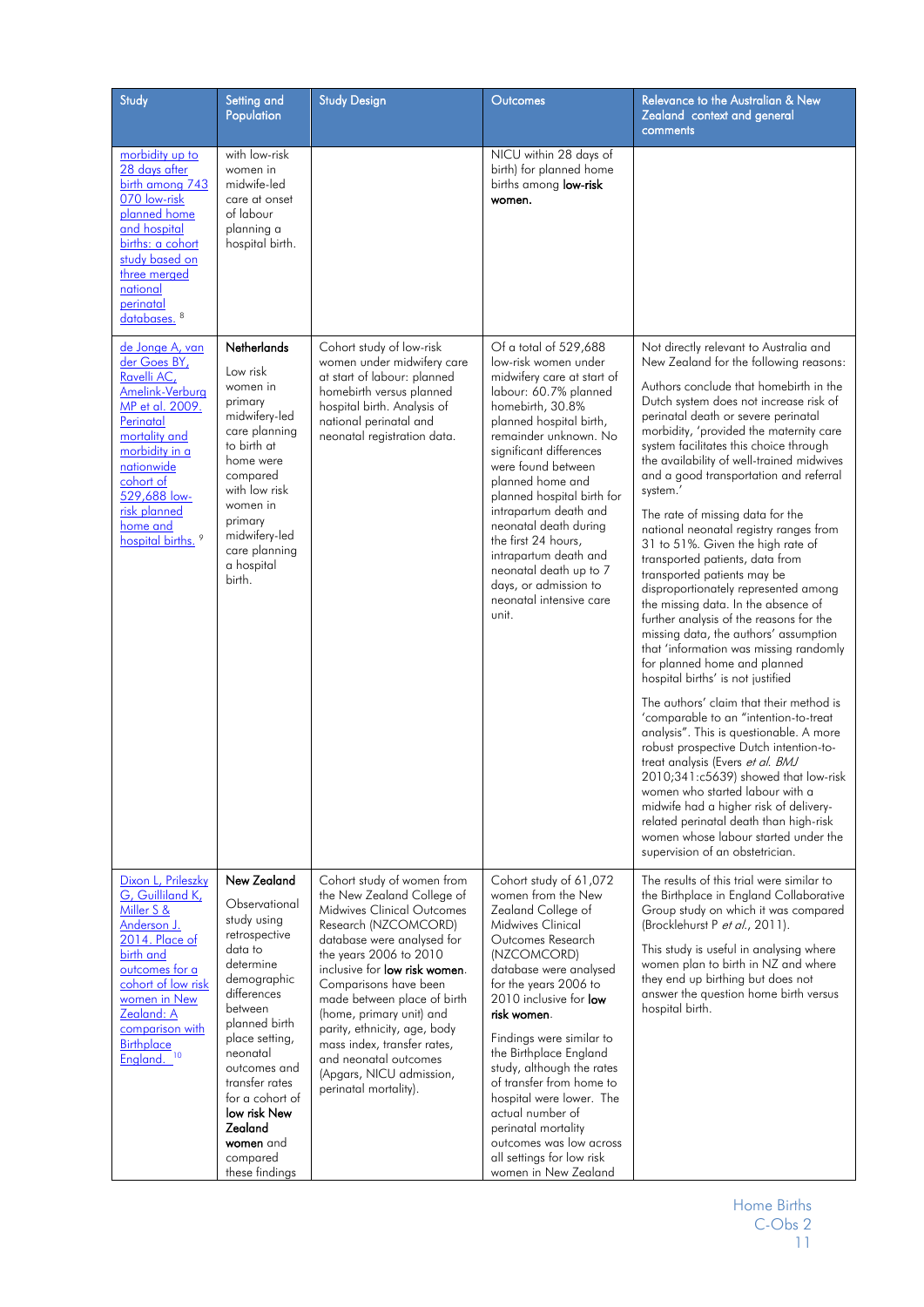| Study | Setting and Population | Study Design | Outcomes | Relevance to the Australian & New Zealand context and general comments |
|---|---|---|---|---|
| morbidity up to 28 days after birth among 743 070 low-risk planned home and hospital births: a cohort study based on three merged national perinatal databases. [8] | with low-risk women in midwife-led care at onset of labour planning a hospital birth. | | NICU within 28 days of birth) for planned home births among **low-risk women.** | |
| de Jonge A, van der Goes BY, Ravelli AC, Amelink-Verburg MP et al. 2009. Perinatal mortality and morbidity in a nationwide cohort of 529,688 low-risk planned home and hospital births. [9] | **Netherlands**<br><br>Low risk women in primary midwifery-led care planning to birth at home were compared with low risk women in primary midwifery-led care planning a hospital birth. | Cohort study of low-risk women under midwifery care at start of labour: planned homebirth versus planned hospital birth. Analysis of national perinatal and neonatal registration data. | Of a total of 529,688 low-risk women under midwifery care at start of labour: 60.7% planned homebirth, 30.8% planned hospital birth, remainder unknown. No significant differences were found between planned home and planned hospital birth for intrapartum death and neonatal death during the first 24 hours, intrapartum death and neonatal death up to 7 days, or admission to neonatal intensive care unit. | Not directly relevant to Australia and New Zealand for the following reasons:<br><br>Authors conclude that homebirth in the Dutch system does not increase risk of perinatal death or severe perinatal morbidity, 'provided the maternity care system facilitates this choice through the availability of well-trained midwives and a good transportation and referral system.'<br><br>The rate of missing data for the national neonatal registry ranges from 31 to 51%. Given the high rate of transported patients, data from transported patients may be disproportionately represented among the missing data. In the absence of further analysis of the reasons for the missing data, the authors' assumption that 'information was missing randomly for planned home and planned hospital births' is not justified<br><br>The authors' claim that their method is 'comparable to an "intention-to-treat analysis". This is questionable. A more robust prospective Dutch intention-to-treat analysis (Evers *et al. BMJ* 2010;341:c5639) showed that low-risk women who started labour with a midwife had a higher risk of delivery-related perinatal death than high-risk women whose labour started under the supervision of an obstetrician. |
| Dixon L, Prileszky G, Guilliland K, Miller S & Anderson J. 2014. Place of birth and outcomes for a cohort of low risk women in New Zealand: A comparison with Birthplace England. [10] | **New Zealand**<br><br>Observational study using retrospective data to determine demographic differences between planned birth place setting, neonatal outcomes and transfer rates for a cohort of **low risk New Zealand women** and compared these findings | Cohort study of women from the New Zealand College of Midwives Clinical Outcomes Research (NZCOMCORD) database were analysed for the years 2006 to 2010 inclusive for **low risk women**. Comparisons have been made between place of birth (home, primary unit) and parity, ethnicity, age, body mass index, transfer rates, and neonatal outcomes (Apgars, NICU admission, perinatal mortality). | Cohort study of 61,072 women from the New Zealand College of Midwives Clinical Outcomes Research (NZCOMCORD) database were analysed for the years 2006 to 2010 inclusive for **low risk women**.<br><br>Findings were similar to the Birthplace England study, although the rates of transfer from home to hospital were lower. The actual number of perinatal mortality outcomes was low across all settings for low risk women in New Zealand | The results of this trial were similar to the Birthplace in England Collaborative Group study on which it was compared (Brocklehurst P *et al.*, 2011).<br><br>This study is useful in analysing where women plan to birth in NZ and where they end up birthing but does not answer the question home birth versus hospital birth. |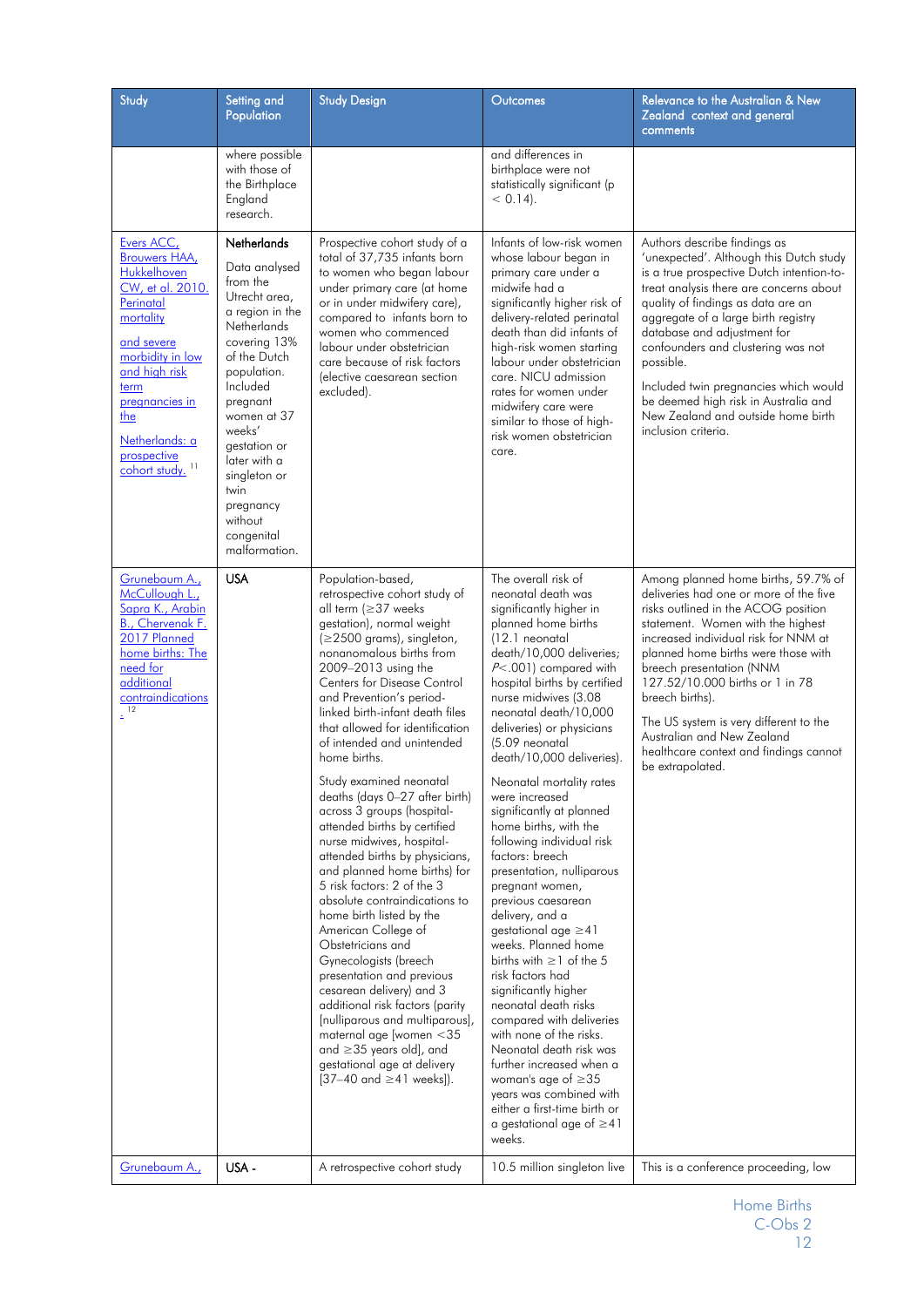| Study | Setting and Population | Study Design | Outcomes | Relevance to the Australian & New Zealand context and general comments |
| --- | --- | --- | --- | --- |
| | where possible with those of the Birthplace England research. | | and differences in birthplace were not statistically significant ($p < 0.14$). | |
| Evers ACC, Brouwers HAA, Hukkelhoven CW, et al. 2010. Perinatal mortality and severe morbidity in low and high risk term pregnancies in the Netherlands: a prospective cohort study. [11] | **Netherlands**<br><br>Data analysed from the Utrecht area, a region in the Netherlands covering 13% of the Dutch population. Included pregnant women at 37 weeks' gestation or later with a singleton or twin pregnancy without congenital malformation. | Prospective cohort study of a total of 37,735 infants born to women who began labour under primary care (at home or in under midwifery care), compared to infants born to women who commenced labour under obstetrician care because of risk factors (elective caesarean section excluded). | Infants of low-risk women whose labour began in primary care under a midwife had a significantly higher risk of delivery-related perinatal death than did infants of high-risk women starting labour under obstetrician care. NICU admission rates for women under midwifery care were similar to those of high-risk women obstetrician care. | Authors describe findings as 'unexpected'. Although this Dutch study is a true prospective Dutch intention-to-treat analysis there are concerns about quality of findings as data are an aggregate of a large birth registry database and adjustment for confounders and clustering was not possible.<br><br>Included twin pregnancies which would be deemed high risk in Australia and New Zealand and outside home birth inclusion criteria. |
| Grunebaum A., McCullough L., Sapra K., Arabin B., Chervenak F. 2017 Planned home births: The need for additional contraindications [12] | **USA** | Population-based, retrospective cohort study of all term (≥37 weeks gestation), normal weight (≥2500 grams), singleton, nonanomalous births from 2009–2013 using the Centers for Disease Control and Prevention's period-linked birth-infant death files that allowed for identification of intended and unintended home births.<br><br>Study examined neonatal deaths (days 0–27 after birth) across 3 groups (hospital-attended births by certified nurse midwives, hospital-attended births by physicians, and planned home births) for 5 risk factors: 2 of the 3 absolute contraindications to home birth listed by the American College of Obstetricians and Gynecologists (breech presentation and previous cesarean delivery) and 3 additional risk factors (parity [nulliparous and multiparous], maternal age [women <35 and ≥35 years old], and gestational age at delivery [37–40 and ≥41 weeks]). | The overall risk of neonatal death was significantly higher in planned home births (12.1 neonatal death/10,000 deliveries; $P<.001$) compared with hospital births by certified nurse midwives (3.08 neonatal death/10,000 deliveries) or physicians (5.09 neonatal death/10,000 deliveries).<br><br>Neonatal mortality rates were increased significantly at planned home births, with the following individual risk factors: breech presentation, nulliparous pregnant women, previous caesarean delivery, and a gestational age ≥41 weeks. Planned home births with ≥1 of the 5 risk factors had significantly higher neonatal death risks compared with deliveries with none of the risks. Neonatal death risk was further increased when a woman's age of ≥35 years was combined with either a first-time birth or a gestational age of ≥41 weeks. | Among planned home births, 59.7% of deliveries had one or more of the five risks outlined in the ACOG position statement. Women with the highest increased individual risk for NNM at planned home births were those with breech presentation (NNM 127.52/10.000 births or 1 in 78 breech births).<br><br>The US system is very different to the Australian and New Zealand healthcare context and findings cannot be extrapolated. |
| Grunebaum A., | USA - | A retrospective cohort study | 10.5 million singleton live | This is a conference proceeding, low |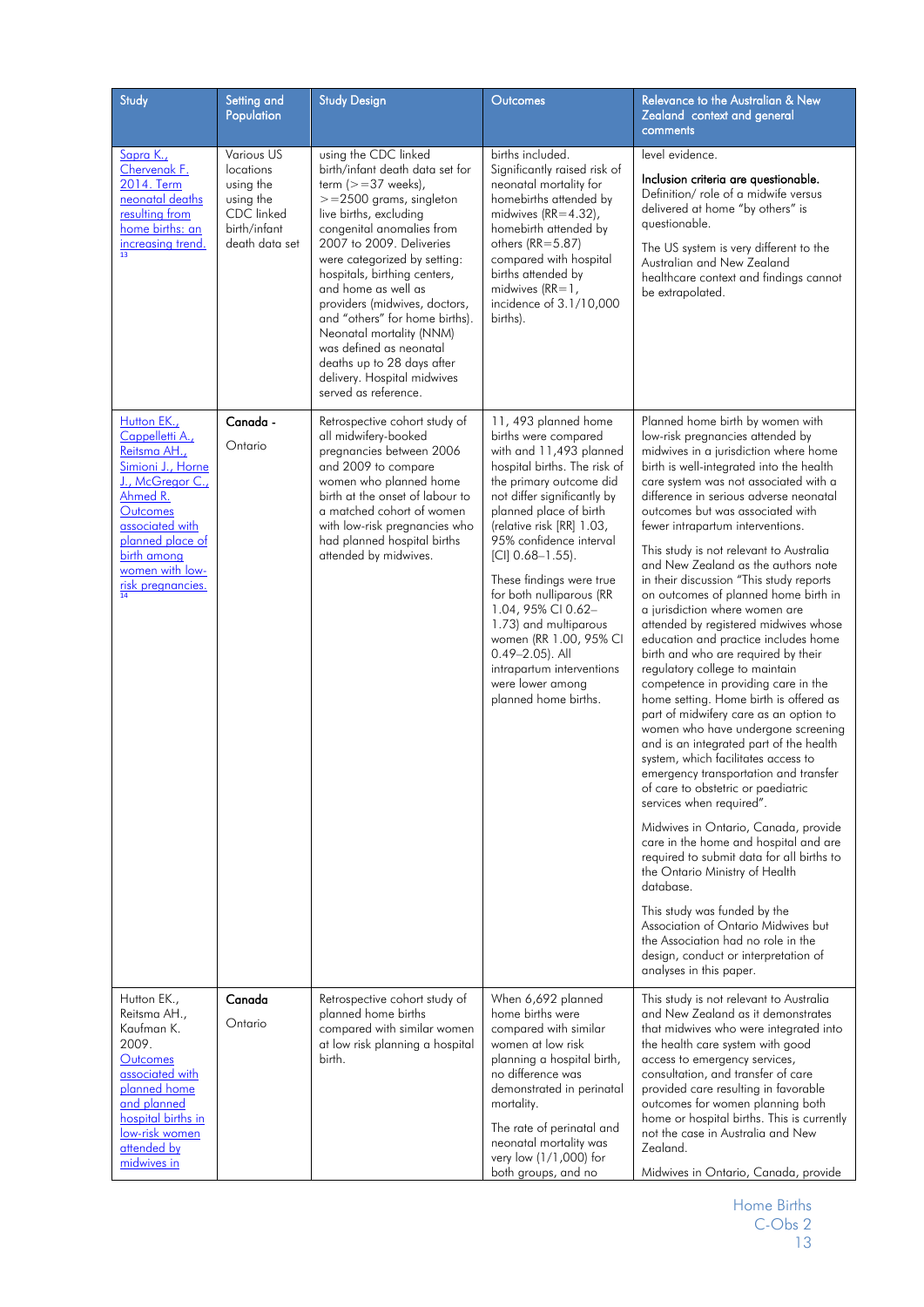| Study | Setting and Population | Study Design | Outcomes | Relevance to the Australian & New Zealand context and general comments |
|---|---|---|---|---|
| Sapra K., Chervenak F. 2014. Term neonatal deaths resulting from home births: an increasing trend.[13] | Various US locations using the using the CDC linked birth/infant death data set | using the CDC linked birth/infant death data set for term (>=37 weeks), >=2500 grams, singleton live births, excluding congenital anomalies from 2007 to 2009. Deliveries were categorized by setting: hospitals, birthing centers, and home as well as providers (midwives, doctors, and "others" for home births). Neonatal mortality (NNM) was defined as neonatal deaths up to 28 days after delivery. Hospital midwives served as reference. | births included. Significantly raised risk of neonatal mortality for homebirths attended by midwives (RR=4.32), homebirth attended by others (RR=5.87) compared with hospital births attended by midwives (RR=1, incidence of 3.1/10,000 births). | level evidence.<br><br>**Inclusion criteria are questionable.** Definition/ role of a midwife versus delivered at home "by others" is questionable.<br><br>The US system is very different to the Australian and New Zealand healthcare context and findings cannot be extrapolated. |
| Hutton EK., Cappelletti A., Reitsma AH., Simioni J., Horne J., McGregor C., Ahmed R. Outcomes associated with planned place of birth among women with low-risk pregnancies.[14] | **Canada** - Ontario | Retrospective cohort study of all midwifery-booked pregnancies between 2006 and 2009 to compare women who planned home birth at the onset of labour to a matched cohort of women with low-risk pregnancies who had planned hospital births attended by midwives. | 11, 493 planned home births were compared with and 11,493 planned hospital births. The risk of the primary outcome did not differ significantly by planned place of birth (relative risk [RR] 1.03, 95% confidence interval [CI] 0.68–1.55).<br><br>These findings were true for both nulliparous (RR 1.04, 95% CI 0.62–1.73) and multiparous women (RR 1.00, 95% CI 0.49–2.05). All intrapartum interventions were lower among planned home births. | Planned home birth by women with low-risk pregnancies attended by midwives in a jurisdiction where home birth is well-integrated into the health care system was not associated with a difference in serious adverse neonatal outcomes but was associated with fewer intrapartum interventions.<br><br>This study is not relevant to Australia and New Zealand as the authors note in their discussion "This study reports on outcomes of planned home birth in a jurisdiction where women are attended by registered midwives whose education and practice includes home birth and who are required by their regulatory college to maintain competence in providing care in the home setting. Home birth is offered as part of midwifery care as an option to women who have undergone screening and is an integrated part of the health system, which facilitates access to emergency transportation and transfer of care to obstetric or paediatric services when required".<br><br>Midwives in Ontario, Canada, provide care in the home and hospital and are required to submit data for all births to the Ontario Ministry of Health database.<br><br>This study was funded by the Association of Ontario Midwives but the Association had no role in the design, conduct or interpretation of analyses in this paper. |
| Hutton EK., Reitsma AH., Kaufman K. 2009. Outcomes associated with planned home and planned hospital births in low-risk women attended by midwives in | **Canada** Ontario | Retrospective cohort study of planned home births compared with similar women at low risk planning a hospital birth. | When 6,692 planned home births were compared with similar women at low risk planning a hospital birth, no difference was demonstrated in perinatal mortality.<br><br>The rate of perinatal and neonatal mortality was very low (1/1,000) for both groups, and no | This study is not relevant to Australia and New Zealand as it demonstrates that midwives who were integrated into the health care system with good access to emergency services, consultation, and transfer of care provided care resulting in favorable outcomes for women planning both home or hospital births. This is currently not the case in Australia and New Zealand.<br><br>Midwives in Ontario, Canada, provide |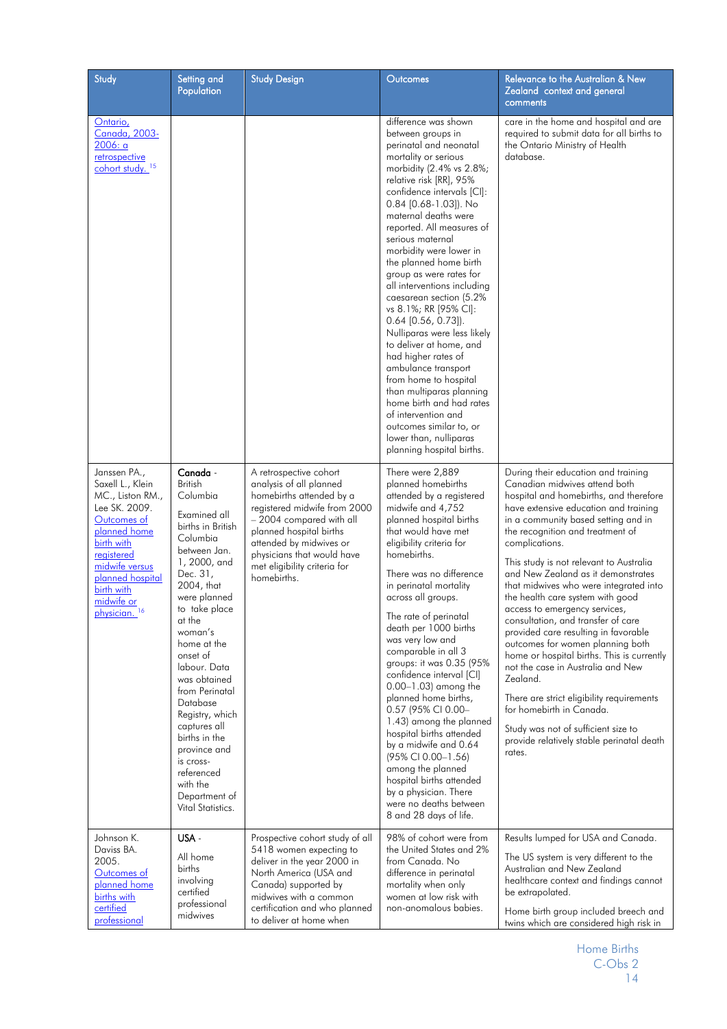| Study | Setting and Population | Study Design | Outcomes | Relevance to the Australian & New Zealand context and general comments |
|---|---|---|---|---|
| Ontario, Canada, 2003-2006: a retrospective cohort study. [15] | | | difference was shown between groups in perinatal and neonatal mortality or serious morbidity (2.4% vs 2.8%; relative risk [RR], 95% confidence intervals [CI]: 0.84 [0.68-1.03]). No maternal deaths were reported. All measures of serious maternal morbidity were lower in the planned home birth group as were rates for all interventions including caesarean section (5.2% vs 8.1%; RR [95% CI]: 0.64 [0.56, 0.73]). Nulliparas were less likely to deliver at home, and had higher rates of ambulance transport from home to hospital than multiparas planning home birth and had rates of intervention and outcomes similar to, or lower than, nulliparas planning hospital births. | care in the home and hospital and are required to submit data for all births to the Ontario Ministry of Health database. |
| Janssen PA., Saxell L., Klein MC., Liston RM., Lee SK. 2009. Outcomes of planned home birth with registered midwife versus planned hospital birth with midwife or physician. [16] | **Canada** - British Columbia<br><br>Examined all births in British Columbia between Jan. 1, 2000, and Dec. 31, 2004, that were planned to take place at the woman's home at the onset of labour. Data was obtained from Perinatal Database Registry, which captures all births in the province and is cross-referenced with the Department of Vital Statistics. | A retrospective cohort analysis of all planned homebirths attended by a registered midwife from 2000 – 2004 compared with all planned hospital births attended by midwives or physicians that would have met eligibility criteria for homebirths. | There were 2,889 planned homebirths attended by a registered midwife and 4,752 planned hospital births that would have met eligibility criteria for homebirths.<br><br>There was no difference in perinatal mortality across all groups.<br><br>The rate of perinatal death per 1000 births was very low and comparable in all 3 groups: it was 0.35 (95% confidence interval [CI] 0.00–1.03) among the planned home births, 0.57 (95% CI 0.00–1.43) among the planned hospital births attended by a midwife and 0.64 (95% CI 0.00–1.56) among the planned hospital births attended by a physician. There were no deaths between 8 and 28 days of life. | During their education and training Canadian midwives attend both hospital and homebirths, and therefore have extensive education and training in a community based setting and in the recognition and treatment of complications.<br><br>This study is not relevant to Australia and New Zealand as it demonstrates that midwives who were integrated into the health care system with good access to emergency services, consultation, and transfer of care provided care resulting in favorable outcomes for women planning both home or hospital births. This is currently not the case in Australia and New Zealand.<br><br>There are strict eligibility requirements for homebirth in Canada.<br><br>Study was not of sufficient size to provide relatively stable perinatal death rates. |
| Johnson K. Daviss BA. 2005. Outcomes of planned home births with certified professional | **USA** -<br><br>All home births involving certified professional midwives | Prospective cohort study of all 5418 women expecting to deliver in the year 2000 in North America (USA and Canada) supported by midwives with a common certification and who planned to deliver at home when | 98% of cohort were from the United States and 2% from Canada. No difference in perinatal mortality when only women at low risk with non-anomalous babies. | Results lumped for USA and Canada.<br><br>The US system is very different to the Australian and New Zealand healthcare context and findings cannot be extrapolated.<br><br>Home birth group included breech and twins which are considered high risk in |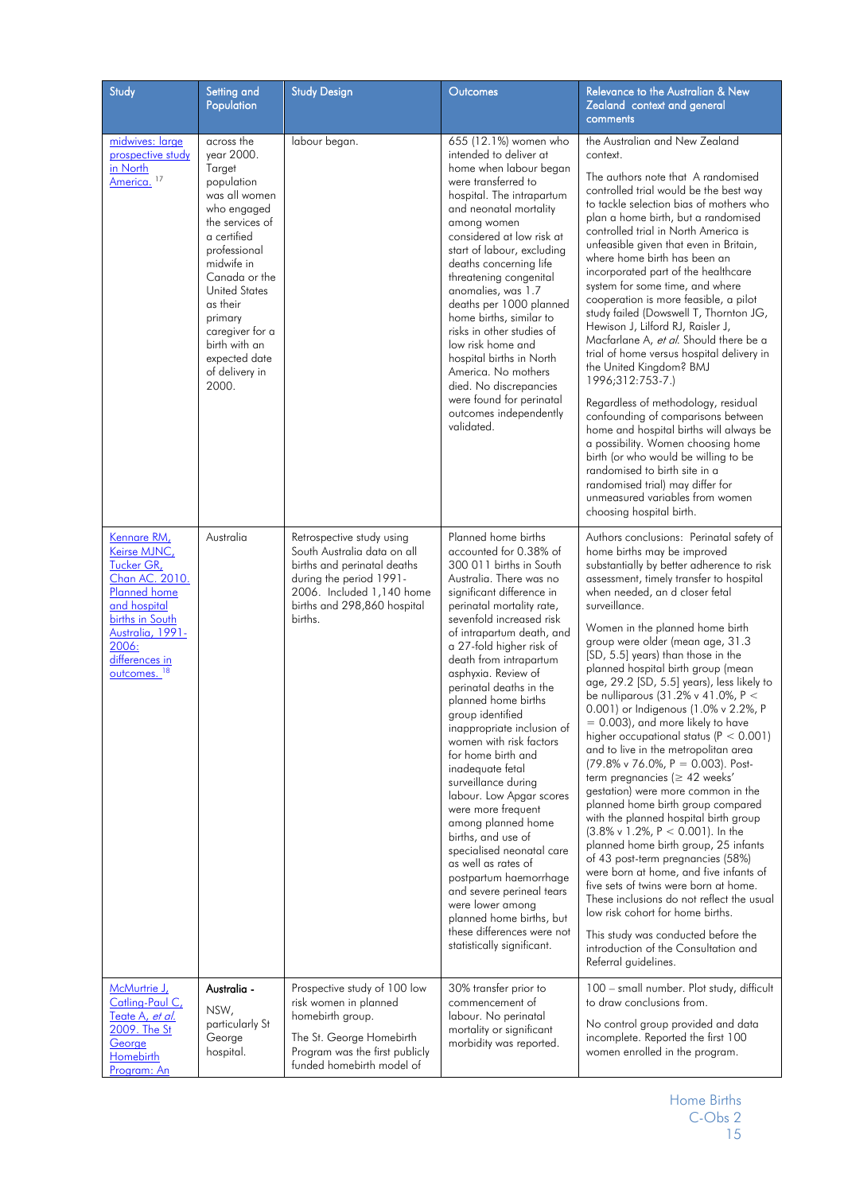| Study | Setting and Population | Study Design | Outcomes | Relevance to the Australian & New Zealand context and general comments |
|---|---|---|---|---|
| midwives: large prospective study in North America. [17] | across the year 2000. Target population was all women who engaged the services of a certified professional midwife in Canada or the United States as their primary caregiver for a birth with an expected date of delivery in 2000. | labour began. | 655 (12.1%) women who intended to deliver at home when labour began were transferred to hospital. The intrapartum and neonatal mortality among women considered at low risk at start of labour, excluding deaths concerning life threatening congenital anomalies, was 1.7 deaths per 1000 planned home births, similar to risks in other studies of low risk home and hospital births in North America. No mothers died. No discrepancies were found for perinatal outcomes independently validated. | the Australian and New Zealand context.<br><br>The authors note that A randomised controlled trial would be the best way to tackle selection bias of mothers who plan a home birth, but a randomised controlled trial in North America is unfeasible given that even in Britain, where home birth has been an incorporated part of the healthcare system for some time, and where cooperation is more feasible, a pilot study failed (Dowswell T, Thornton JG, Hewison J, Lilford RJ, Raisler J, Macfarlane A, *et al.* Should there be a trial of home versus hospital delivery in the United Kingdom? BMJ 1996;312:753-7.)<br><br>Regardless of methodology, residual confounding of comparisons between home and hospital births will always be a possibility. Women choosing home birth (or who would be willing to be randomised to birth site in a randomised trial) may differ for unmeasured variables from women choosing hospital birth. |
| Kennare RM, Keirse MJNC, Tucker GR, Chan AC. 2010. Planned home and hospital births in South Australia, 1991-2006: differences in outcomes. [18] | Australia | Retrospective study using South Australia data on all births and perinatal deaths during the period 1991-2006. Included 1,140 home births and 298,860 hospital births. | Planned home births accounted for 0.38% of 300 011 births in South Australia. There was no significant difference in perinatal mortality rate, sevenfold increased risk of intrapartum death, and a 27-fold higher risk of death from intrapartum asphyxia. Review of perinatal deaths in the planned home births group identified inappropriate inclusion of women with risk factors for home birth and inadequate fetal surveillance during labour. Low Apgar scores were more frequent among planned home births, and use of specialised neonatal care as well as rates of postpartum haemorrhage and severe perineal tears were lower among planned home births, but these differences were not statistically significant. | Authors conclusions: Perinatal safety of home births may be improved substantially by better adherence to risk assessment, timely transfer to hospital when needed, an d closer fetal surveillance.<br><br>Women in the planned home birth group were older (mean age, 31.3 [SD, 5.5] years) than those in the planned hospital birth group (mean age, 29.2 [SD, 5.5] years), less likely to be nulliparous (31.2% v 41.0%, $P < 0.001$) or Indigenous (1.0% v 2.2%, $P = 0.003$), and more likely to have higher occupational status ($P < 0.001$) and to live in the metropolitan area (79.8% v 76.0%, $P = 0.003$). Post-term pregnancies (≥ 42 weeks' gestation) were more common in the planned home birth group compared with the planned hospital birth group (3.8% v 1.2%, $P < 0.001$). In the planned home birth group, 25 infants of 43 post-term pregnancies (58%) were born at home, and five infants of five sets of twins were born at home. These inclusions do not reflect the usual low risk cohort for home births.<br><br>This study was conducted before the introduction of the Consultation and Referral guidelines. |
| McMurtrie J, Catling-Paul C, Teate A, *et al.* 2009. The St George Homebirth Program: An | **Australia** - NSW, particularly St George hospital. | Prospective study of 100 low risk women in planned homebirth group.<br><br>The St. George Homebirth Program was the first publicly funded homebirth model of | 30% transfer prior to commencement of labour. No perinatal mortality or significant morbidity was reported. | 100 – small number. Plot study, difficult to draw conclusions from.<br><br>No control group provided and data incomplete. Reported the first 100 women enrolled in the program. |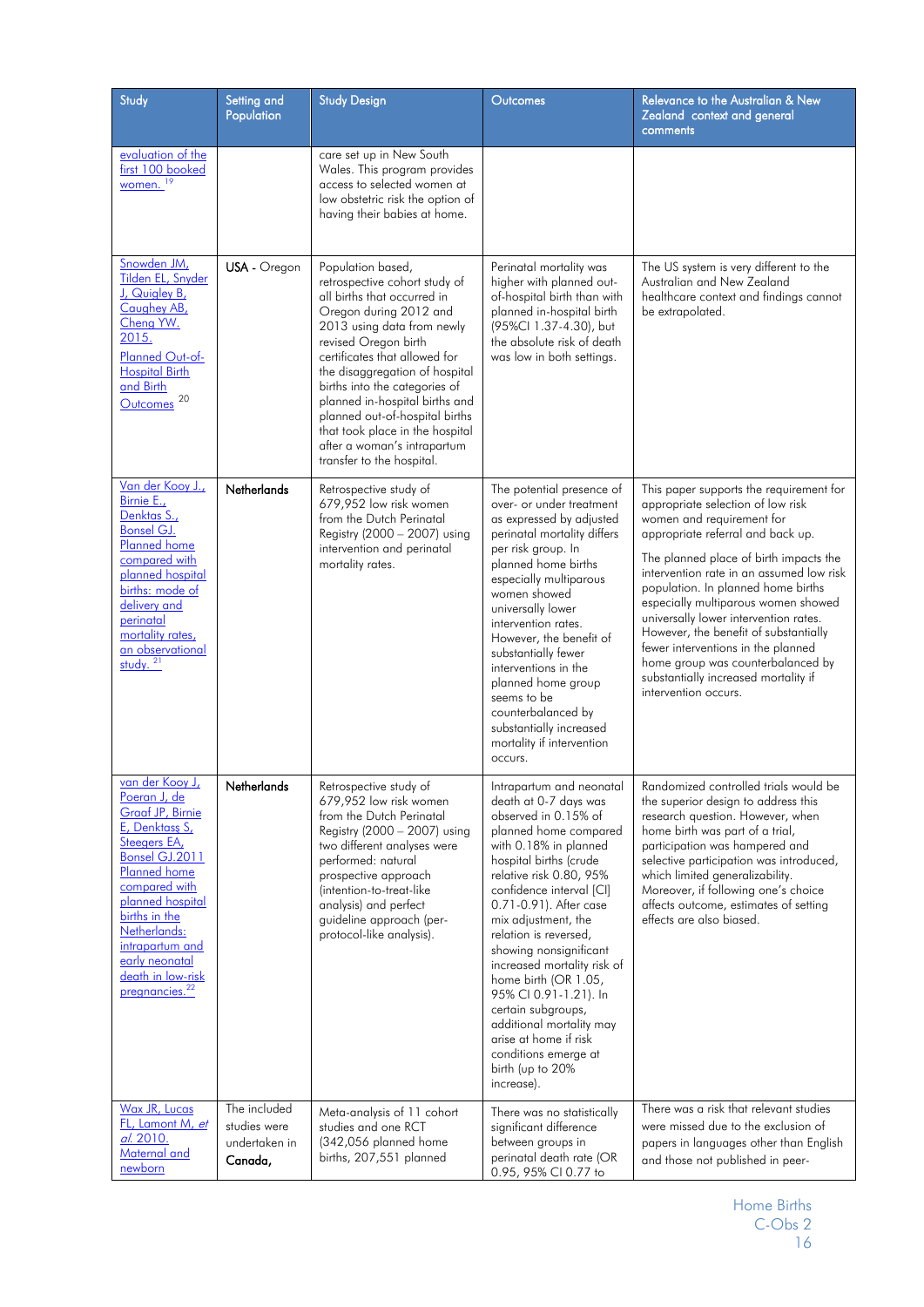| Study | Setting and Population | Study Design | Outcomes | Relevance to the Australian & New Zealand context and general comments |
|---|---|---|---|---|
| evaluation of the first 100 booked women.[19] | | care set up in New South Wales. This program provides access to selected women at low obstetric risk the option of having their babies at home. | | |
| Snowden JM, Tilden EL, Snyder J, Quigley B, Caughey AB, Cheng YW. 2015. Planned Out-of-Hospital Birth and Birth Outcomes[20] | USA - Oregon | Population based, retrospective cohort study of all births that occurred in Oregon during 2012 and 2013 using data from newly revised Oregon birth certificates that allowed for the disaggregation of hospital births into the categories of planned in-hospital births and planned out-of-hospital births that took place in the hospital after a woman's intrapartum transfer to the hospital. | Perinatal mortality was higher with planned out-of-hospital birth than with planned in-hospital birth (95%CI 1.37-4.30), but the absolute risk of death was low in both settings. | The US system is very different to the Australian and New Zealand healthcare context and findings cannot be extrapolated. |
| Van der Kooy J., Birnie E., Denktas S., Bonsel GJ. Planned home compared with planned hospital births: mode of delivery and perinatal mortality rates, an observational study.[21] | Netherlands | Retrospective study of 679,952 low risk women from the Dutch Perinatal Registry (2000 – 2007) using intervention and perinatal mortality rates. | The potential presence of over- or under treatment as expressed by adjusted perinatal mortality differs per risk group. In planned home births especially multiparous women showed universally lower intervention rates. However, the benefit of substantially fewer interventions in the planned home group seems to be counterbalanced by substantially increased mortality if intervention occurs. | This paper supports the requirement for appropriate selection of low risk women and requirement for appropriate referral and back up.<br><br>The planned place of birth impacts the intervention rate in an assumed low risk population. In planned home births especially multiparous women showed universally lower intervention rates. However, the benefit of substantially fewer interventions in the planned home group was counterbalanced by substantially increased mortality if intervention occurs. |
| van der Kooy J, Poeran J, de Graaf JP, Birnie E, Denktass S, Steegers EA, Bonsel GJ.2011 Planned home compared with planned hospital births in the Netherlands: intrapartum and early neonatal death in low-risk pregnancies.[22] | Netherlands | Retrospective study of 679,952 low risk women from the Dutch Perinatal Registry (2000 – 2007) using two different analyses were performed: natural prospective approach (intention-to-treat-like analysis) and perfect guideline approach (per-protocol-like analysis). | Intrapartum and neonatal death at 0-7 days was observed in 0.15% of planned home compared with 0.18% in planned hospital births (crude relative risk 0.80, 95% confidence interval [CI] 0.71-0.91). After case mix adjustment, the relation is reversed, showing nonsignificant increased mortality risk of home birth (OR 1.05, 95% CI 0.91-1.21). In certain subgroups, additional mortality may arise at home if risk conditions emerge at birth (up to 20% increase). | Randomized controlled trials would be the superior design to address this research question. However, when home birth was part of a trial, participation was hampered and selective participation was introduced, which limited generalizability. Moreover, if following one's choice affects outcome, estimates of setting effects are also biased. |
| Wax JR, Lucas FL, Lamont M, *et al.* 2010. Maternal and newborn | The included studies were undertaken in Canada, | Meta-analysis of 11 cohort studies and one RCT (342,056 planned home births, 207,551 planned | There was no statistically significant difference between groups in perinatal death rate (OR 0.95, 95% CI 0.77 to | There was a risk that relevant studies were missed due to the exclusion of papers in languages other than English and those not published in peer- |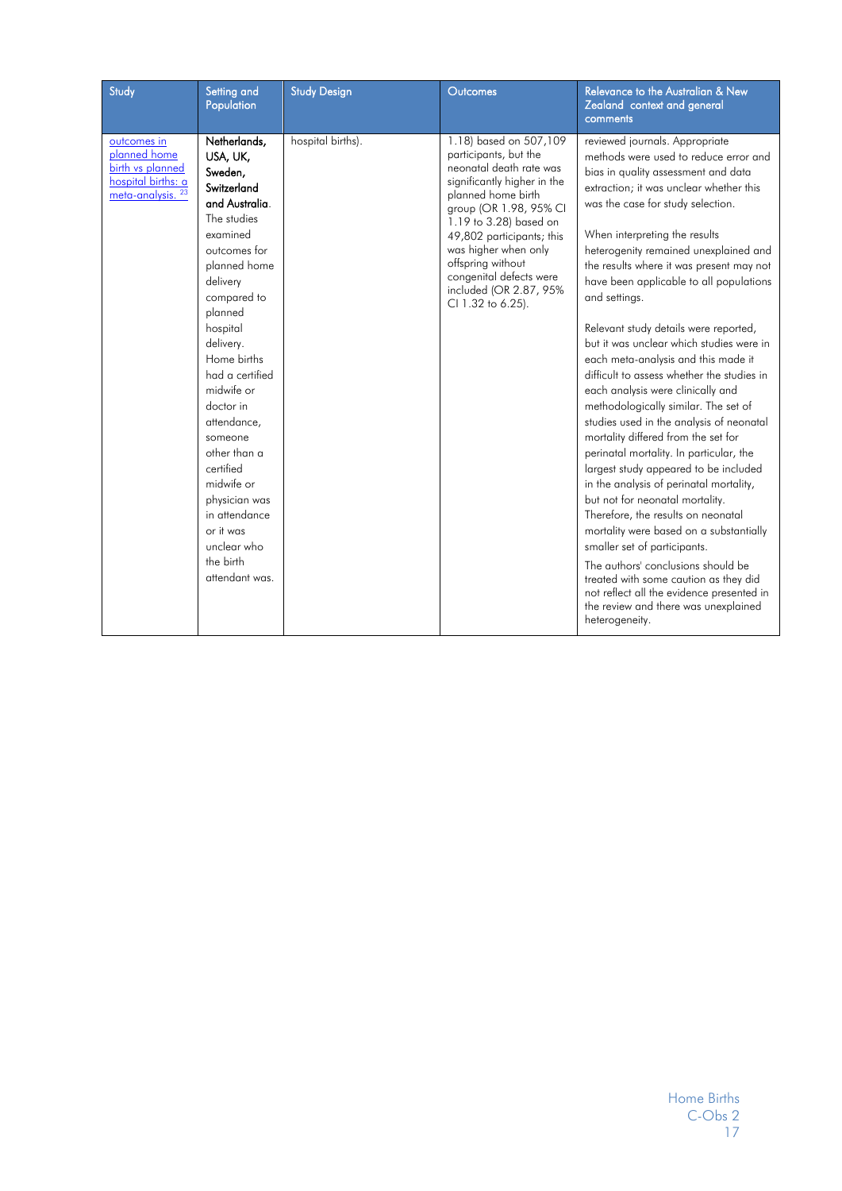| Study | Setting and Population | Study Design | Outcomes | Relevance to the Australian & New Zealand context and general comments |
| --- | --- | --- | --- | --- |
| outcomes in planned home birth vs planned hospital births: a meta-analysis. [23] | **Netherlands, USA, UK, Sweden, Switzerland and Australia**. The studies examined outcomes for planned home delivery compared to planned hospital delivery. Home births had a certified midwife or doctor in attendance, someone other than a certified midwife or physician was in attendance or it was unclear who the birth attendant was. | hospital births). | 1.18) based on 507,109 participants, but the neonatal death rate was significantly higher in the planned home birth group (OR 1.98, 95% CI 1.19 to 3.28) based on 49,802 participants; this was higher when only offspring without congenital defects were included (OR 2.87, 95% CI 1.32 to 6.25). | reviewed journals. Appropriate methods were used to reduce error and bias in quality assessment and data extraction; it was unclear whether this was the case for study selection.<br><br>When interpreting the results heterogenity remained unexplained and the results where it was present may not have been applicable to all populations and settings.<br><br>Relevant study details were reported, but it was unclear which studies were in each meta-analysis and this made it difficult to assess whether the studies in each analysis were clinically and methodologically similar. The set of studies used in the analysis of neonatal mortality differed from the set for perinatal mortality. In particular, the largest study appeared to be included in the analysis of perinatal mortality, but not for neonatal mortality. Therefore, the results on neonatal mortality were based on a substantially smaller set of participants.<br><br>The authors' conclusions should be treated with some caution as they did not reflect all the evidence presented in the review and there was unexplained heterogeneity. |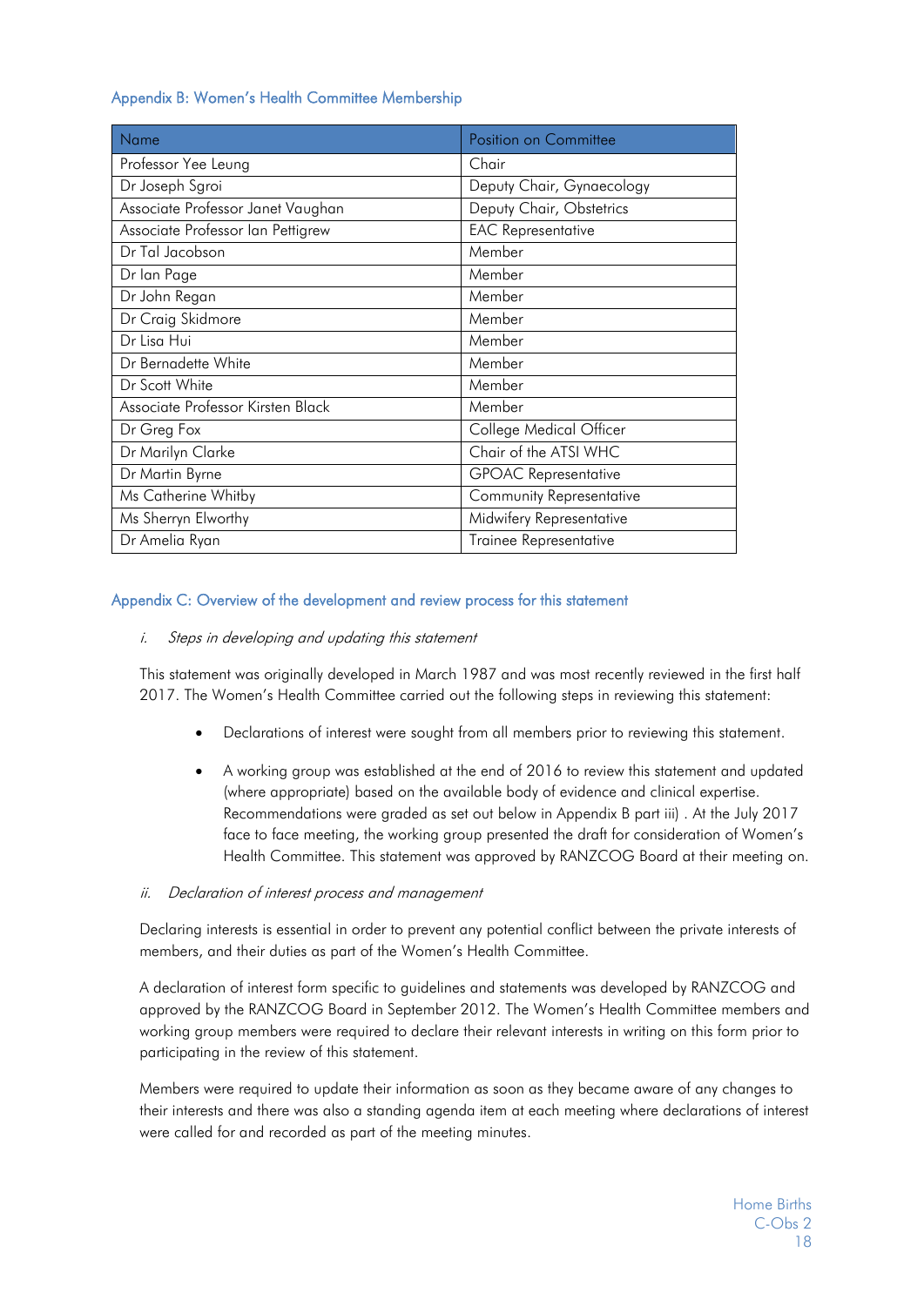## Appendix B: Women's Health Committee Membership

| Name | Position on Committee |
|---|---|
| Professor Yee Leung | Chair |
| Dr Joseph Sgroi | Deputy Chair, Gynaecology |
| Associate Professor Janet Vaughan | Deputy Chair, Obstetrics |
| Associate Professor Ian Pettigrew | EAC Representative |
| Dr Tal Jacobson | Member |
| Dr Ian Page | Member |
| Dr John Regan | Member |
| Dr Craig Skidmore | Member |
| Dr Lisa Hui | Member |
| Dr Bernadette White | Member |
| Dr Scott White | Member |
| Associate Professor Kirsten Black | Member |
| Dr Greg Fox | College Medical Officer |
| Dr Marilyn Clarke | Chair of the ATSI WHC |
| Dr Martin Byrne | GPOAC Representative |
| Ms Catherine Whitby | Community Representative |
| Ms Sherryn Elworthy | Midwifery Representative |
| Dr Amelia Ryan | Trainee Representative |

## Appendix C: Overview of the development and review process for this statement

### i. *Steps in developing and updating this statement*

This statement was originally developed in March 1987 and was most recently reviewed in the first half 2017. The Women's Health Committee carried out the following steps in reviewing this statement:

- Declarations of interest were sought from all members prior to reviewing this statement.
- A working group was established at the end of 2016 to review this statement and updated (where appropriate) based on the available body of evidence and clinical expertise. Recommendations were graded as set out below in Appendix B part iii) . At the July 2017 face to face meeting, the working group presented the draft for consideration of Women's Health Committee. This statement was approved by RANZCOG Board at their meeting on.

### ii. *Declaration of interest process and management*

Declaring interests is essential in order to prevent any potential conflict between the private interests of members, and their duties as part of the Women's Health Committee.

A declaration of interest form specific to guidelines and statements was developed by RANZCOG and approved by the RANZCOG Board in September 2012. The Women's Health Committee members and working group members were required to declare their relevant interests in writing on this form prior to participating in the review of this statement.

Members were required to update their information as soon as they became aware of any changes to their interests and there was also a standing agenda item at each meeting where declarations of interest were called for and recorded as part of the meeting minutes.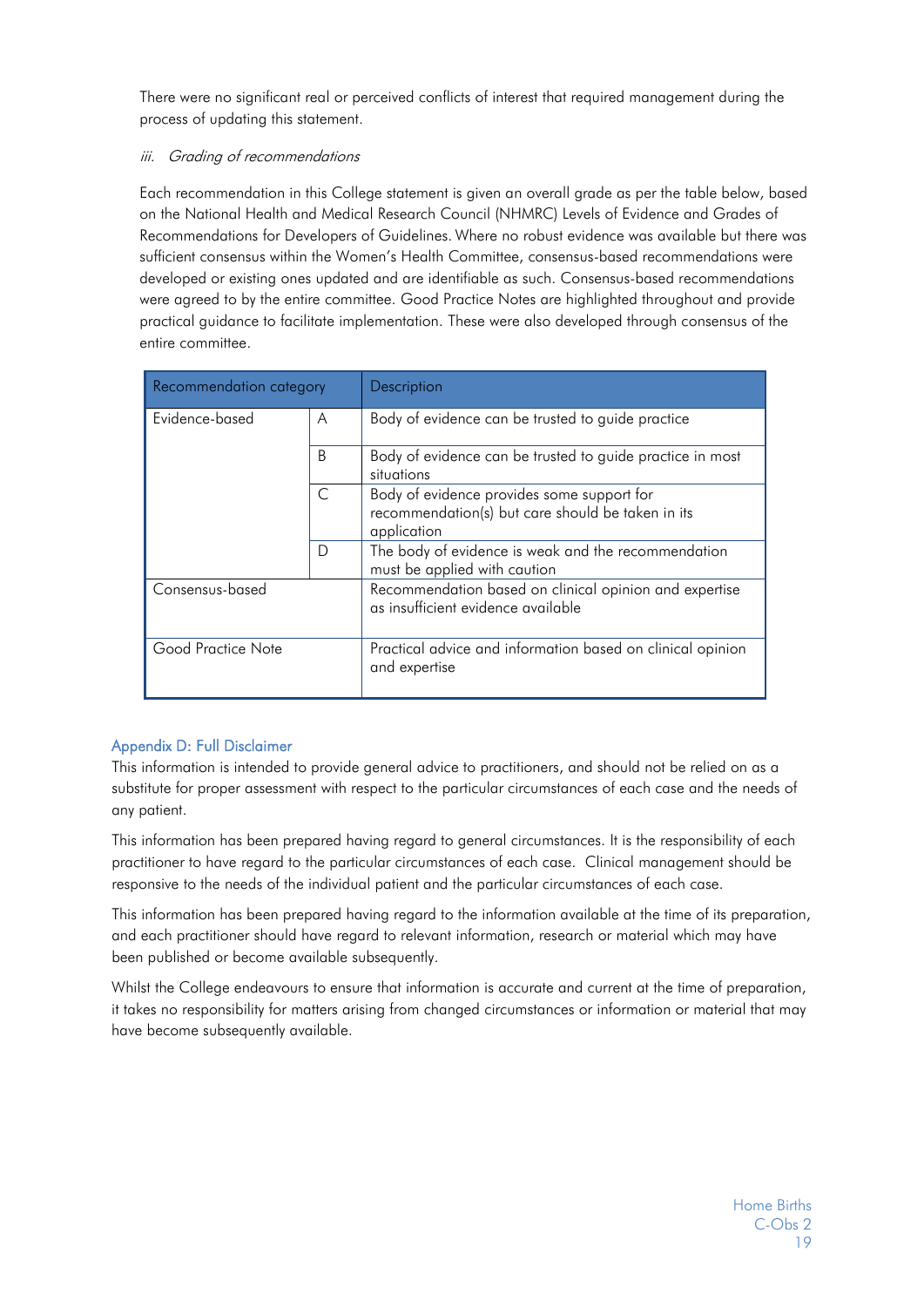There were no significant real or perceived conflicts of interest that required management during the process of updating this statement.

#### *iii. Grading of recommendations*

Each recommendation in this College statement is given an overall grade as per the table below, based on the National Health and Medical Research Council (NHMRC) Levels of Evidence and Grades of Recommendations for Developers of Guidelines. Where no robust evidence was available but there was sufficient consensus within the Women's Health Committee, consensus-based recommendations were developed or existing ones updated and are identifiable as such. Consensus-based recommendations were agreed to by the entire committee. Good Practice Notes are highlighted throughout and provide practical guidance to facilitate implementation. These were also developed through consensus of the entire committee.

| Recommendation category | | Description |
|---|---|---|
| Evidence-based | A | Body of evidence can be trusted to guide practice |
| | B | Body of evidence can be trusted to guide practice in most situations |
| | C | Body of evidence provides some support for recommendation(s) but care should be taken in its application |
| | D | The body of evidence is weak and the recommendation must be applied with caution |
| Consensus-based | | Recommendation based on clinical opinion and expertise as insufficient evidence available |
| Good Practice Note | | Practical advice and information based on clinical opinion and expertise |

## Appendix D: Full Disclaimer

This information is intended to provide general advice to practitioners, and should not be relied on as a substitute for proper assessment with respect to the particular circumstances of each case and the needs of any patient.

This information has been prepared having regard to general circumstances. It is the responsibility of each practitioner to have regard to the particular circumstances of each case. Clinical management should be responsive to the needs of the individual patient and the particular circumstances of each case.

This information has been prepared having regard to the information available at the time of its preparation, and each practitioner should have regard to relevant information, research or material which may have been published or become available subsequently.

Whilst the College endeavours to ensure that information is accurate and current at the time of preparation, it takes no responsibility for matters arising from changed circumstances or information or material that may have become subsequently available.